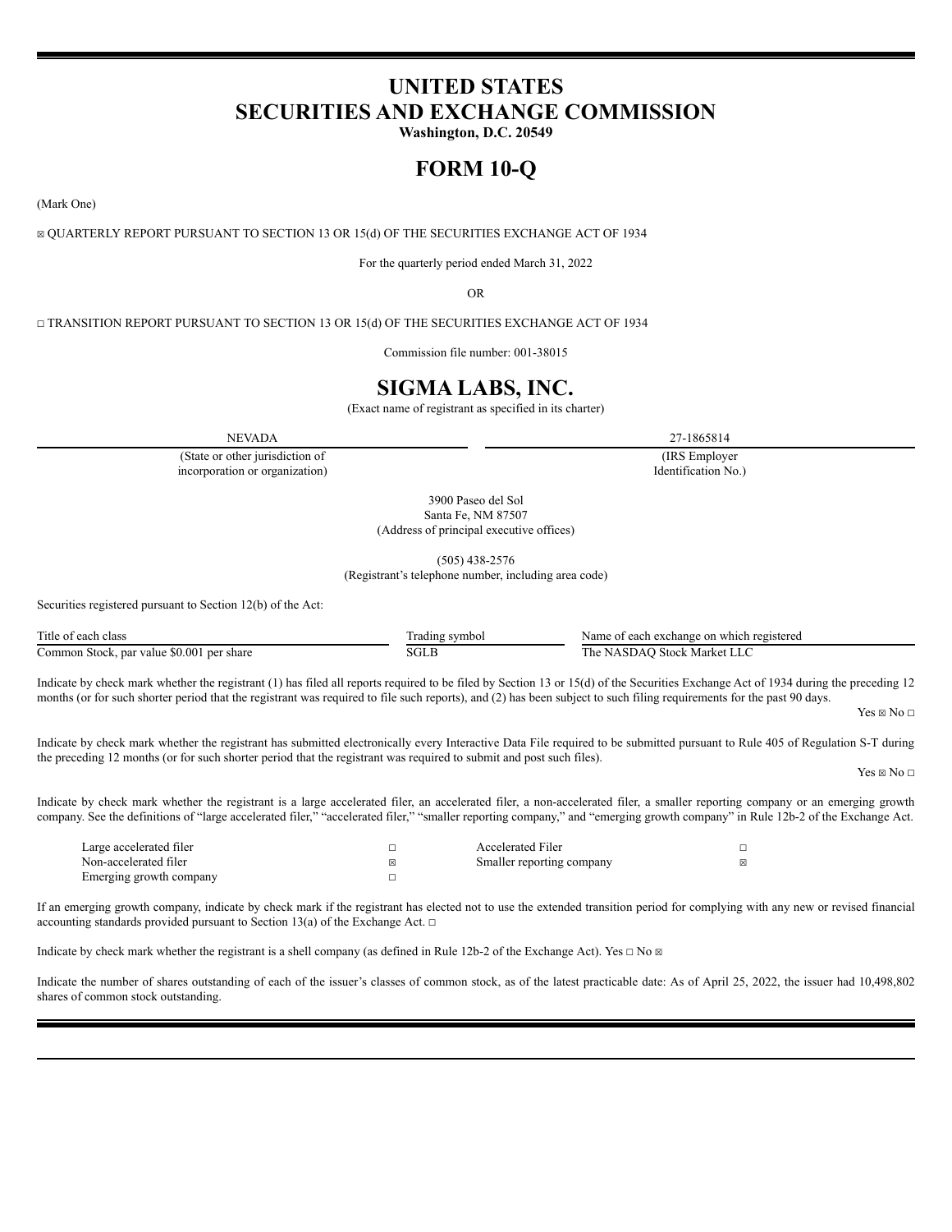# UNITED STATES
# SECURITIES AND EXCHANGE COMMISSION

**Washington, D.C. 20549**

# FORM 10-Q

(Mark One)

☒ QUARTERLY REPORT PURSUANT TO SECTION 13 OR 15(d) OF THE SECURITIES EXCHANGE ACT OF 1934

For the quarterly period ended March 31, 2022

OR

☐ TRANSITION REPORT PURSUANT TO SECTION 13 OR 15(d) OF THE SECURITIES EXCHANGE ACT OF 1934

Commission file number: 001-38015

# SIGMA LABS, INC.

(Exact name of registrant as specified in its charter)

| NEVADA | 27-1865814 |
|---|---|
| (State or other jurisdiction of incorporation or organization) | (IRS Employer Identification No.) |

3900 Paseo del Sol
Santa Fe, NM 87507
(Address of principal executive offices)

(505) 438-2576
(Registrant's telephone number, including area code)

Securities registered pursuant to Section 12(b) of the Act:

| Title of each class | Trading symbol | Name of each exchange on which registered |
|---|---|---|
| Common Stock, par value $0.001 per share | SGLB | The NASDAQ Stock Market LLC |

Indicate by check mark whether the registrant (1) has filed all reports required to be filed by Section 13 or 15(d) of the Securities Exchange Act of 1934 during the preceding 12 months (or for such shorter period that the registrant was required to file such reports), and (2) has been subject to such filing requirements for the past 90 days.

Yes ☒ No ☐

Indicate by check mark whether the registrant has submitted electronically every Interactive Data File required to be submitted pursuant to Rule 405 of Regulation S-T during the preceding 12 months (or for such shorter period that the registrant was required to submit and post such files).

Yes ☒ No ☐

Indicate by check mark whether the registrant is a large accelerated filer, an accelerated filer, a non-accelerated filer, a smaller reporting company or an emerging growth company. See the definitions of "large accelerated filer," "accelerated filer," "smaller reporting company," and "emerging growth company" in Rule 12b-2 of the Exchange Act.

| | | | |
|---|---|---|---|
| Large accelerated filer | ☐ | Accelerated Filer | ☐ |
| Non-accelerated filer | ☒ | Smaller reporting company | ☒ |
| Emerging growth company | ☐ | | |

If an emerging growth company, indicate by check mark if the registrant has elected not to use the extended transition period for complying with any new or revised financial accounting standards provided pursuant to Section 13(a) of the Exchange Act. ☐

Indicate by check mark whether the registrant is a shell company (as defined in Rule 12b-2 of the Exchange Act). Yes ☐ No ☒

Indicate the number of shares outstanding of each of the issuer's classes of common stock, as of the latest practicable date: As of April 25, 2022, the issuer had 10,498,802 shares of common stock outstanding.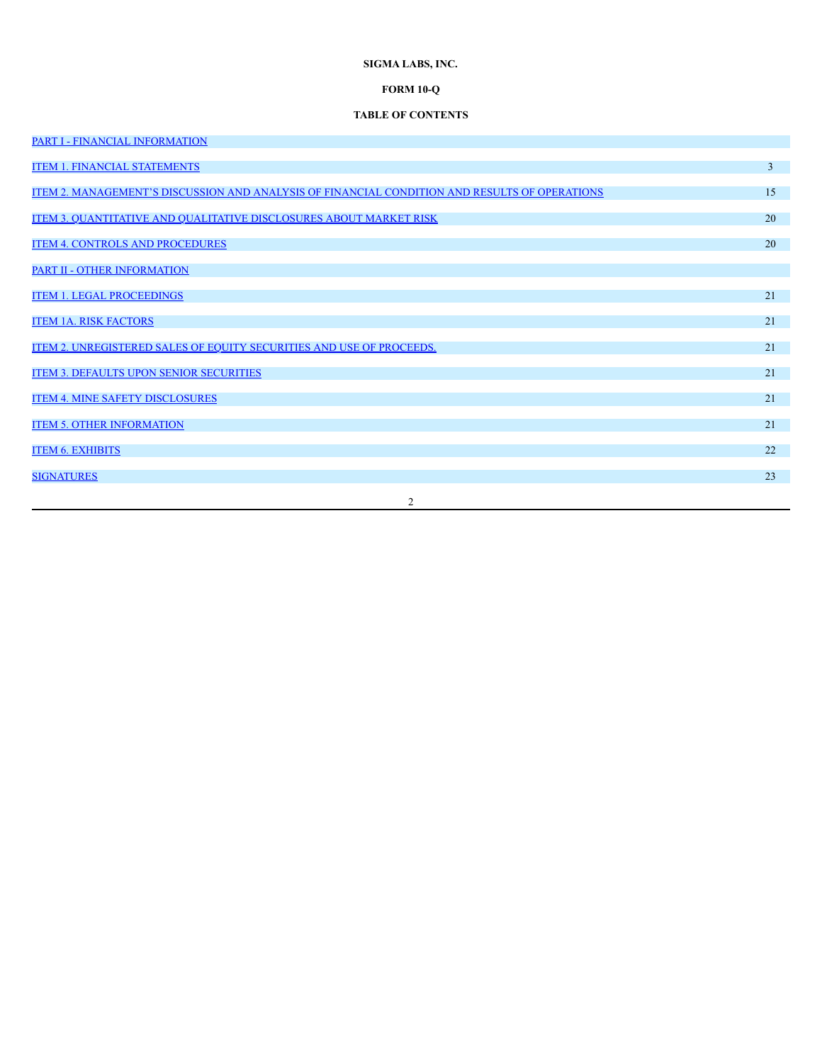**SIGMA LABS, INC.**

**FORM 10-Q**

**TABLE OF CONTENTS**

| | |
|---|---|
| PART I - FINANCIAL INFORMATION | |
| ITEM 1. FINANCIAL STATEMENTS | 3 |
| ITEM 2. MANAGEMENT'S DISCUSSION AND ANALYSIS OF FINANCIAL CONDITION AND RESULTS OF OPERATIONS | 15 |
| ITEM 3. QUANTITATIVE AND QUALITATIVE DISCLOSURES ABOUT MARKET RISK | 20 |
| ITEM 4. CONTROLS AND PROCEDURES | 20 |
| PART II - OTHER INFORMATION | |
| ITEM 1. LEGAL PROCEEDINGS | 21 |
| ITEM 1A. RISK FACTORS | 21 |
| ITEM 2. UNREGISTERED SALES OF EQUITY SECURITIES AND USE OF PROCEEDS. | 21 |
| ITEM 3. DEFAULTS UPON SENIOR SECURITIES | 21 |
| ITEM 4. MINE SAFETY DISCLOSURES | 21 |
| ITEM 5. OTHER INFORMATION | 21 |
| ITEM 6. EXHIBITS | 22 |
| SIGNATURES | 23 |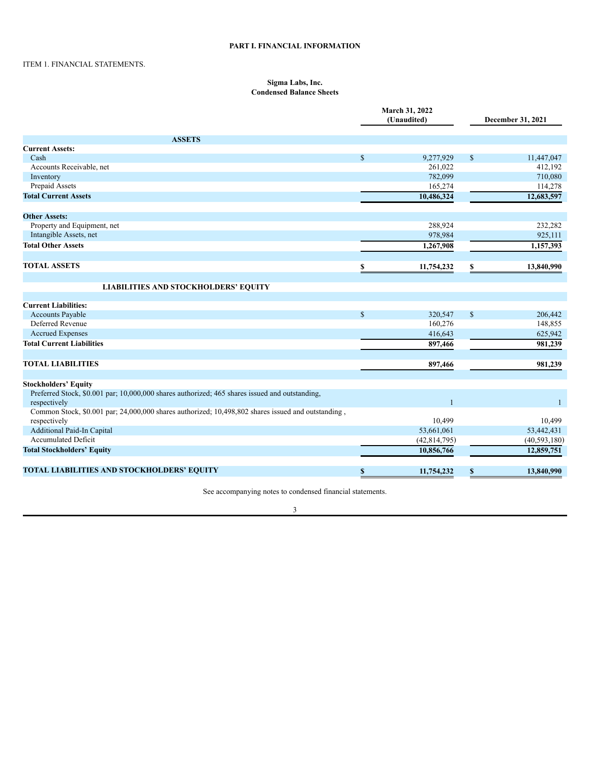# PART I. FINANCIAL INFORMATION

ITEM 1. FINANCIAL STATEMENTS.

**Sigma Labs, Inc.**
**Condensed Balance Sheets**

| | March 31, 2022 (Unaudited) | December 31, 2021 |
|---|---|---|
| **ASSETS** | | |
| **Current Assets:** | | |
| Cash | $ 9,277,929 | $ 11,447,047 |
| Accounts Receivable, net | 261,022 | 412,192 |
| Inventory | 782,099 | 710,080 |
| Prepaid Assets | 165,274 | 114,278 |
| **Total Current Assets** | **10,486,324** | **12,683,597** |
| | | |
| **Other Assets:** | | |
| Property and Equipment, net | 288,924 | 232,282 |
| Intangible Assets, net | 978,984 | 925,111 |
| **Total Other Assets** | **1,267,908** | **1,157,393** |
| | | |
| **TOTAL ASSETS** | **$ 11,754,232** | **$ 13,840,990** |
| | | |
| **LIABILITIES AND STOCKHOLDERS' EQUITY** | | |
| | | |
| **Current Liabilities:** | | |
| Accounts Payable | $ 320,547 | $ 206,442 |
| Deferred Revenue | 160,276 | 148,855 |
| Accrued Expenses | 416,643 | 625,942 |
| **Total Current Liabilities** | **897,466** | **981,239** |
| | | |
| **TOTAL LIABILITIES** | **897,466** | **981,239** |
| | | |
| **Stockholders' Equity** | | |
| Preferred Stock, $0.001 par; 10,000,000 shares authorized; 465 shares issued and outstanding, respectively | 1 | 1 |
| Common Stock, $0.001 par; 24,000,000 shares authorized; 10,498,802 shares issued and outstanding , respectively | 10,499 | 10,499 |
| Additional Paid-In Capital | 53,661,061 | 53,442,431 |
| Accumulated Deficit | (42,814,795) | (40,593,180) |
| **Total Stockholders' Equity** | **10,856,766** | **12,859,751** |
| | | |
| **TOTAL LIABILITIES AND STOCKHOLDERS' EQUITY** | **$ 11,754,232** | **$ 13,840,990** |

See accompanying notes to condensed financial statements.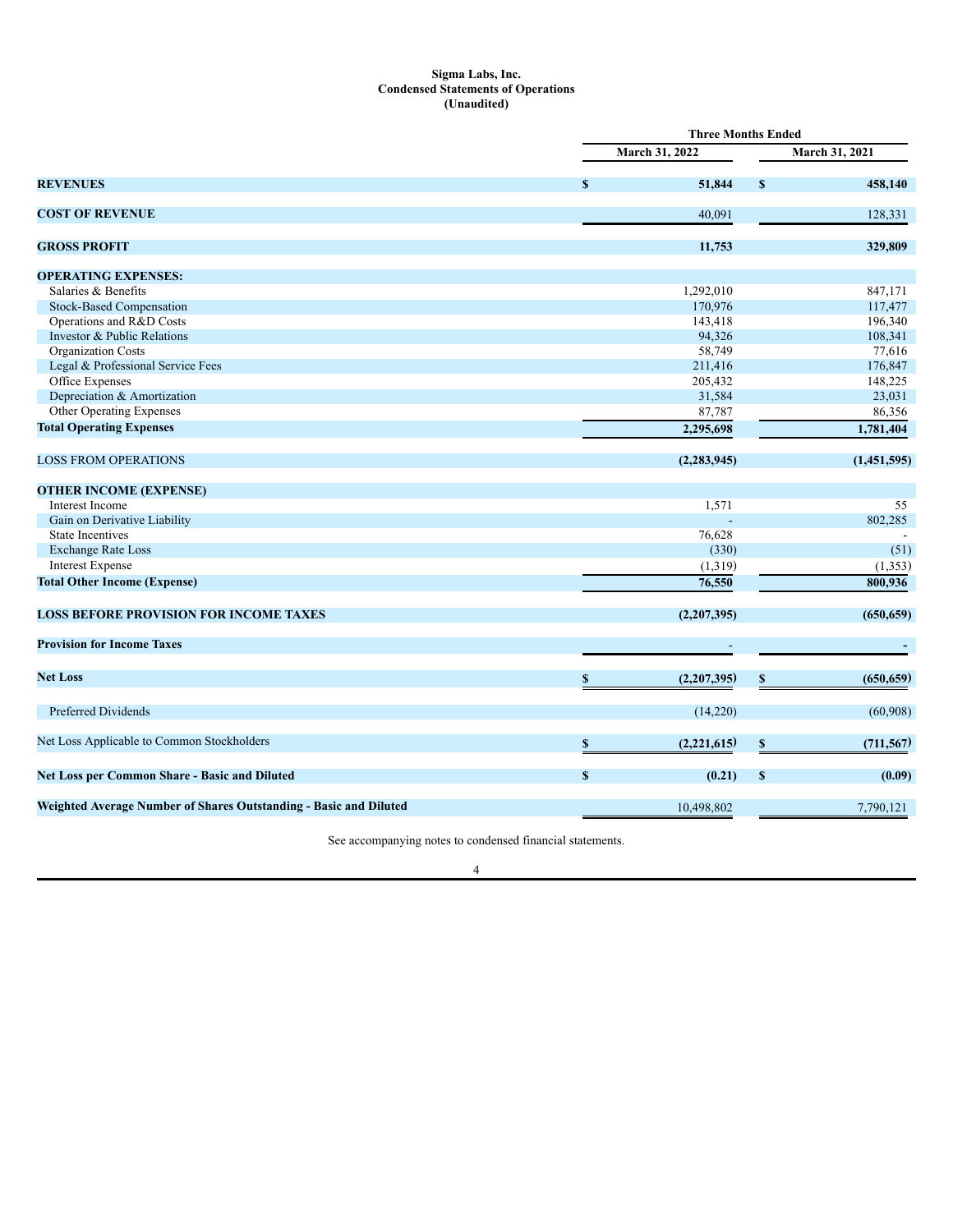**Sigma Labs, Inc.**
**Condensed Statements of Operations**
**(Unaudited)**

| | Three Months Ended | |
|---|---|---|
| | March 31, 2022 | March 31, 2021 |
| **REVENUES** | $ **51,844** | $ **458,140** |
| **COST OF REVENUE** | 40,091 | 128,331 |
| **GROSS PROFIT** | **11,753** | **329,809** |
| **OPERATING EXPENSES:** | | |
| Salaries & Benefits | 1,292,010 | 847,171 |
| Stock-Based Compensation | 170,976 | 117,477 |
| Operations and R&D Costs | 143,418 | 196,340 |
| Investor & Public Relations | 94,326 | 108,341 |
| Organization Costs | 58,749 | 77,616 |
| Legal & Professional Service Fees | 211,416 | 176,847 |
| Office Expenses | 205,432 | 148,225 |
| Depreciation & Amortization | 31,584 | 23,031 |
| Other Operating Expenses | 87,787 | 86,356 |
| **Total Operating Expenses** | **2,295,698** | **1,781,404** |
| LOSS FROM OPERATIONS | **(2,283,945)** | **(1,451,595)** |
| **OTHER INCOME (EXPENSE)** | | |
| Interest Income | 1,571 | 55 |
| Gain on Derivative Liability | - | 802,285 |
| State Incentives | 76,628 | - |
| Exchange Rate Loss | (330) | (51) |
| Interest Expense | (1,319) | (1,353) |
| **Total Other Income (Expense)** | **76,550** | **800,936** |
| **LOSS BEFORE PROVISION FOR INCOME TAXES** | **(2,207,395)** | **(650,659)** |
| **Provision for Income Taxes** | - | - |
| **Net Loss** | $ **(2,207,395)** | $ **(650,659)** |
| Preferred Dividends | (14,220) | (60,908) |
| Net Loss Applicable to Common Stockholders | $ **(2,221,615)** | $ **(711,567)** |
| **Net Loss per Common Share - Basic and Diluted** | $ **(0.21)** | $ **(0.09)** |
| **Weighted Average Number of Shares Outstanding - Basic and Diluted** | 10,498,802 | 7,790,121 |

See accompanying notes to condensed financial statements.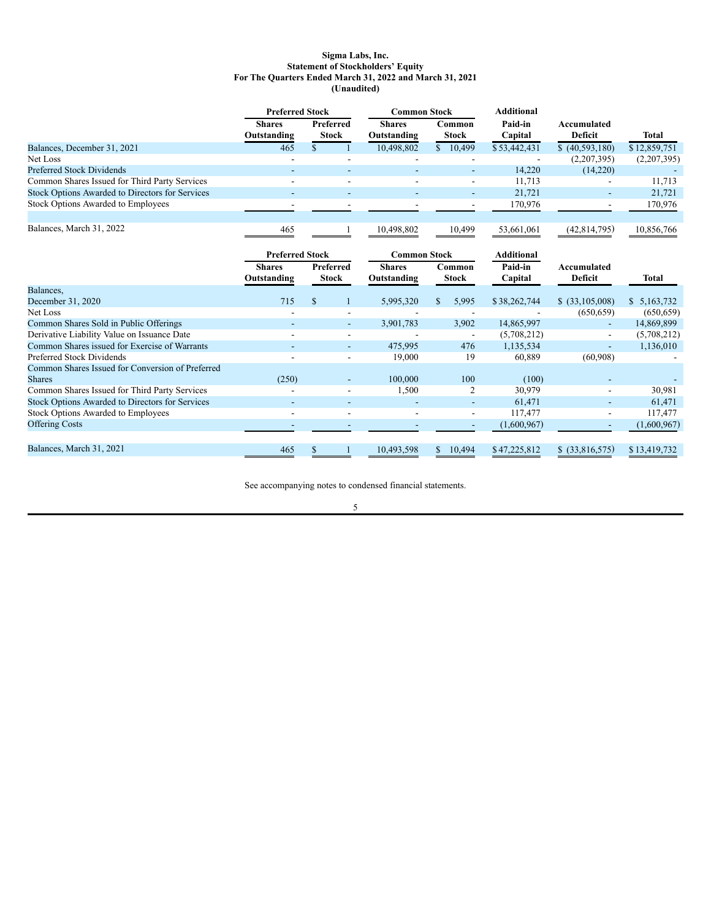**Sigma Labs, Inc.**
**Statement of Stockholders' Equity**
**For The Quarters Ended March 31, 2022 and March 31, 2021**
**(Unaudited)**

| | Preferred Stock | | Common Stock | | Additional | | |
|---|---|---|---|---|---|---|---|
| | Shares Outstanding | Preferred Stock | Shares Outstanding | Common Stock | Paid-in Capital | Accumulated Deficit | Total |
| Balances, December 31, 2021 | 465 | $ 1 | 10,498,802 | $ 10,499 | $ 53,442,431 | $ (40,593,180) | $ 12,859,751 |
| Net Loss | - | - | - | - | - | (2,207,395) | (2,207,395) |
| Preferred Stock Dividends | - | - | - | - | 14,220 | (14,220) | - |
| Common Shares Issued for Third Party Services | - | - | - | - | 11,713 | - | 11,713 |
| Stock Options Awarded to Directors for Services | - | - | - | - | 21,721 | - | 21,721 |
| Stock Options Awarded to Employees | - | - | - | - | 170,976 | - | 170,976 |
| Balances, March 31, 2022 | 465 | 1 | 10,498,802 | 10,499 | 53,661,061 | (42,814,795) | 10,856,766 |

| | Preferred Stock | | Common Stock | | Additional | | |
|---|---|---|---|---|---|---|---|
| | Shares Outstanding | Preferred Stock | Shares Outstanding | Common Stock | Paid-in Capital | Accumulated Deficit | Total |
| Balances, December 31, 2020 | 715 | $ 1 | 5,995,320 | $ 5,995 | $ 38,262,744 | $ (33,105,008) | $ 5,163,732 |
| Net Loss | - | - | - | - | - | (650,659) | (650,659) |
| Common Shares Sold in Public Offerings | - | - | 3,901,783 | 3,902 | 14,865,997 | - | 14,869,899 |
| Derivative Liability Value on Issuance Date | - | - | - | - | (5,708,212) | - | (5,708,212) |
| Common Shares issued for Exercise of Warrants | - | - | 475,995 | 476 | 1,135,534 | - | 1,136,010 |
| Preferred Stock Dividends | - | - | 19,000 | 19 | 60,889 | (60,908) | - |
| Common Shares Issued for Conversion of Preferred Shares | (250) | - | 100,000 | 100 | (100) | - | - |
| Common Shares Issued for Third Party Services | - | - | 1,500 | 2 | 30,979 | - | 30,981 |
| Stock Options Awarded to Directors for Services | - | - | - | - | 61,471 | - | 61,471 |
| Stock Options Awarded to Employees | - | - | - | - | 117,477 | - | 117,477 |
| Offering Costs | - | - | - | - | (1,600,967) | - | (1,600,967) |
| Balances, March 31, 2021 | 465 | $ 1 | 10,493,598 | $ 10,494 | $ 47,225,812 | $ (33,816,575) | $ 13,419,732 |

See accompanying notes to condensed financial statements.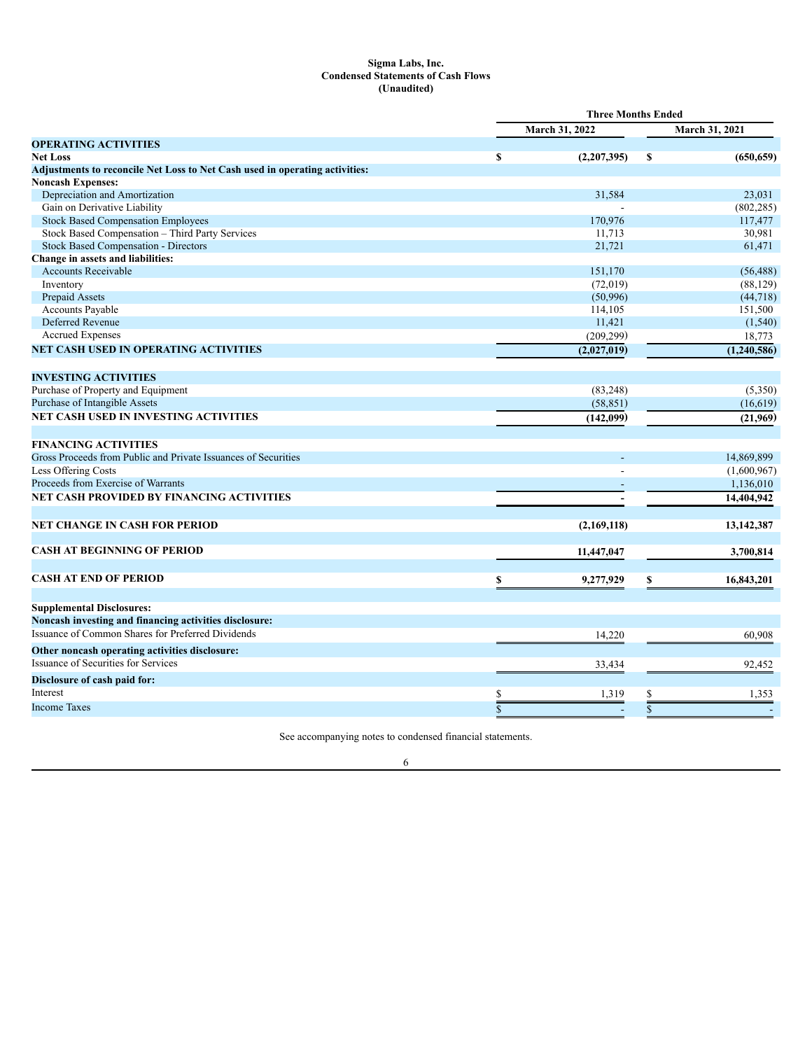**Sigma Labs, Inc.**
**Condensed Statements of Cash Flows**
**(Unaudited)**

| | Three Months Ended | |
|---|---|---|
| | March 31, 2022 | March 31, 2021 |
| **OPERATING ACTIVITIES** | | |
| **Net Loss** | $ (2,207,395) | $ (650,659) |
| **Adjustments to reconcile Net Loss to Net Cash used in operating activities:** | | |
| **Noncash Expenses:** | | |
| Depreciation and Amortization | 31,584 | 23,031 |
| Gain on Derivative Liability | - | (802,285) |
| Stock Based Compensation Employees | 170,976 | 117,477 |
| Stock Based Compensation – Third Party Services | 11,713 | 30,981 |
| Stock Based Compensation - Directors | 21,721 | 61,471 |
| **Change in assets and liabilities:** | | |
| Accounts Receivable | 151,170 | (56,488) |
| Inventory | (72,019) | (88,129) |
| Prepaid Assets | (50,996) | (44,718) |
| Accounts Payable | 114,105 | 151,500 |
| Deferred Revenue | 11,421 | (1,540) |
| Accrued Expenses | (209,299) | 18,773 |
| **NET CASH USED IN OPERATING ACTIVITIES** | **(2,027,019)** | **(1,240,586)** |
| | | |
| **INVESTING ACTIVITIES** | | |
| Purchase of Property and Equipment | (83,248) | (5,350) |
| Purchase of Intangible Assets | (58,851) | (16,619) |
| **NET CASH USED IN INVESTING ACTIVITIES** | **(142,099)** | **(21,969)** |
| | | |
| **FINANCING ACTIVITIES** | | |
| Gross Proceeds from Public and Private Issuances of Securities | - | 14,869,899 |
| Less Offering Costs | - | (1,600,967) |
| Proceeds from Exercise of Warrants | - | 1,136,010 |
| **NET CASH PROVIDED BY FINANCING ACTIVITIES** | **-** | **14,404,942** |
| | | |
| **NET CHANGE IN CASH FOR PERIOD** | **(2,169,118)** | **13,142,387** |
| | | |
| **CASH AT BEGINNING OF PERIOD** | **11,447,047** | **3,700,814** |
| | | |
| **CASH AT END OF PERIOD** | **$ 9,277,929** | **$ 16,843,201** |
| | | |
| **Supplemental Disclosures:** | | |
| **Noncash investing and financing activities disclosure:** | | |
| Issuance of Common Shares for Preferred Dividends | 14,220 | 60,908 |
| **Other noncash operating activities disclosure:** | | |
| Issuance of Securities for Services | 33,434 | 92,452 |
| **Disclosure of cash paid for:** | | |
| Interest | $ 1,319 | $ 1,353 |
| Income Taxes | $ - | $ - |

See accompanying notes to condensed financial statements.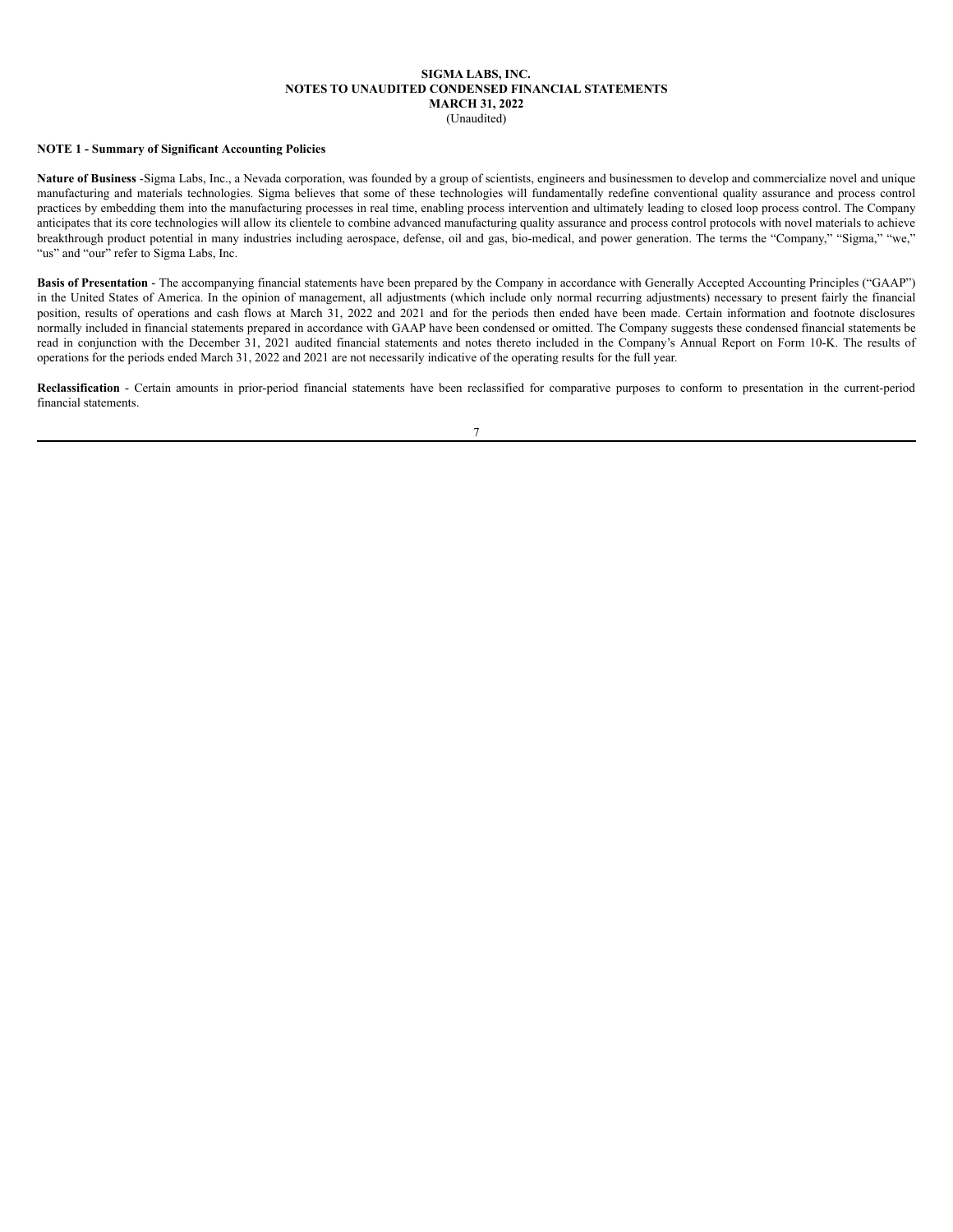**SIGMA LABS, INC.**
**NOTES TO UNAUDITED CONDENSED FINANCIAL STATEMENTS**
**MARCH 31, 2022**
(Unaudited)

**NOTE 1 - Summary of Significant Accounting Policies**

**Nature of Business** -Sigma Labs, Inc., a Nevada corporation, was founded by a group of scientists, engineers and businessmen to develop and commercialize novel and unique manufacturing and materials technologies. Sigma believes that some of these technologies will fundamentally redefine conventional quality assurance and process control practices by embedding them into the manufacturing processes in real time, enabling process intervention and ultimately leading to closed loop process control. The Company anticipates that its core technologies will allow its clientele to combine advanced manufacturing quality assurance and process control protocols with novel materials to achieve breakthrough product potential in many industries including aerospace, defense, oil and gas, bio-medical, and power generation. The terms the "Company," "Sigma," "we," "us" and "our" refer to Sigma Labs, Inc.

**Basis of Presentation** - The accompanying financial statements have been prepared by the Company in accordance with Generally Accepted Accounting Principles ("GAAP") in the United States of America. In the opinion of management, all adjustments (which include only normal recurring adjustments) necessary to present fairly the financial position, results of operations and cash flows at March 31, 2022 and 2021 and for the periods then ended have been made. Certain information and footnote disclosures normally included in financial statements prepared in accordance with GAAP have been condensed or omitted. The Company suggests these condensed financial statements be read in conjunction with the December 31, 2021 audited financial statements and notes thereto included in the Company's Annual Report on Form 10-K. The results of operations for the periods ended March 31, 2022 and 2021 are not necessarily indicative of the operating results for the full year.

**Reclassification** - Certain amounts in prior-period financial statements have been reclassified for comparative purposes to conform to presentation in the current-period financial statements.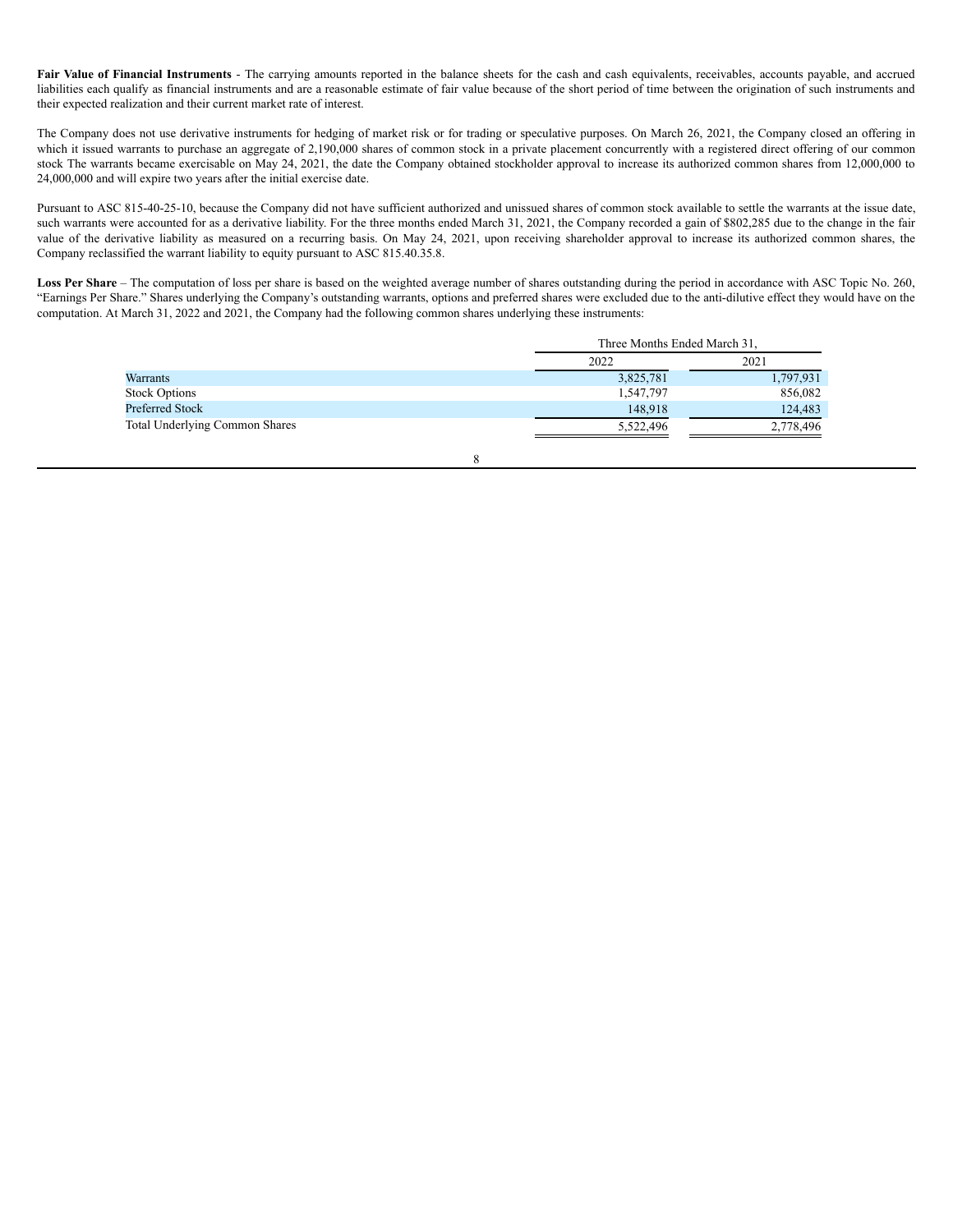**Fair Value of Financial Instruments** - The carrying amounts reported in the balance sheets for the cash and cash equivalents, receivables, accounts payable, and accrued liabilities each qualify as financial instruments and are a reasonable estimate of fair value because of the short period of time between the origination of such instruments and their expected realization and their current market rate of interest.

The Company does not use derivative instruments for hedging of market risk or for trading or speculative purposes. On March 26, 2021, the Company closed an offering in which it issued warrants to purchase an aggregate of 2,190,000 shares of common stock in a private placement concurrently with a registered direct offering of our common stock The warrants became exercisable on May 24, 2021, the date the Company obtained stockholder approval to increase its authorized common shares from 12,000,000 to 24,000,000 and will expire two years after the initial exercise date.

Pursuant to ASC 815-40-25-10, because the Company did not have sufficient authorized and unissued shares of common stock available to settle the warrants at the issue date, such warrants were accounted for as a derivative liability. For the three months ended March 31, 2021, the Company recorded a gain of $802,285 due to the change in the fair value of the derivative liability as measured on a recurring basis. On May 24, 2021, upon receiving shareholder approval to increase its authorized common shares, the Company reclassified the warrant liability to equity pursuant to ASC 815.40.35.8.

**Loss Per Share** – The computation of loss per share is based on the weighted average number of shares outstanding during the period in accordance with ASC Topic No. 260, "Earnings Per Share." Shares underlying the Company's outstanding warrants, options and preferred shares were excluded due to the anti-dilutive effect they would have on the computation. At March 31, 2022 and 2021, the Company had the following common shares underlying these instruments:

| | Three Months Ended March 31, | |
|---|---|---|
| | 2022 | 2021 |
| Warrants | 3,825,781 | 1,797,931 |
| Stock Options | 1,547,797 | 856,082 |
| Preferred Stock | 148,918 | 124,483 |
| Total Underlying Common Shares | 5,522,496 | 2,778,496 |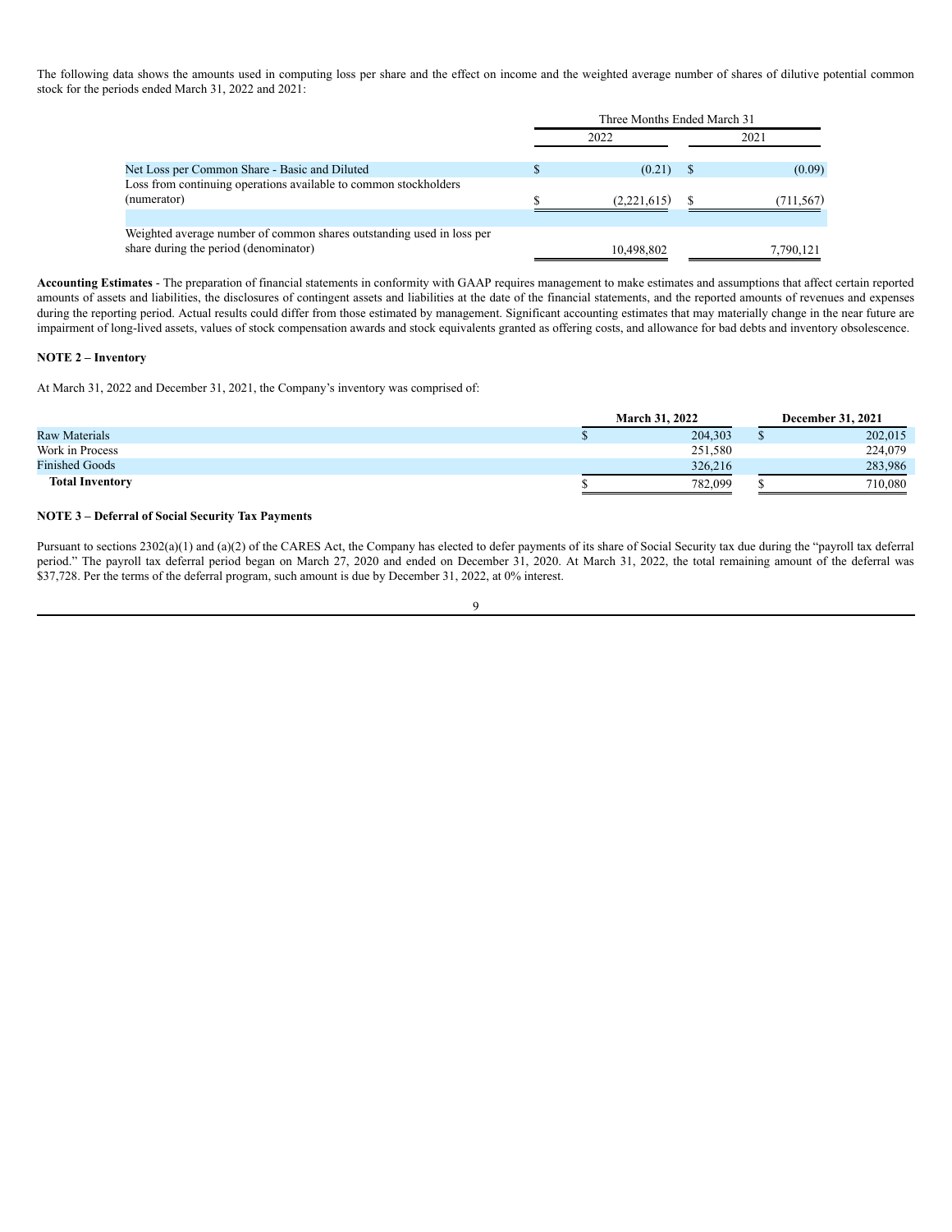The following data shows the amounts used in computing loss per share and the effect on income and the weighted average number of shares of dilutive potential common stock for the periods ended March 31, 2022 and 2021:

| | Three Months Ended March 31 | |
|---|---|---|
| | 2022 | 2021 |
| Net Loss per Common Share - Basic and Diluted | $ (0.21) | $ (0.09) |
| Loss from continuing operations available to common stockholders (numerator) | $ (2,221,615) | $ (711,567) |
| | | |
| Weighted average number of common shares outstanding used in loss per share during the period (denominator) | 10,498,802 | 7,790,121 |

**Accounting Estimates** - The preparation of financial statements in conformity with GAAP requires management to make estimates and assumptions that affect certain reported amounts of assets and liabilities, the disclosures of contingent assets and liabilities at the date of the financial statements, and the reported amounts of revenues and expenses during the reporting period. Actual results could differ from those estimated by management. Significant accounting estimates that may materially change in the near future are impairment of long-lived assets, values of stock compensation awards and stock equivalents granted as offering costs, and allowance for bad debts and inventory obsolescence.

**NOTE 2 – Inventory**

At March 31, 2022 and December 31, 2021, the Company's inventory was comprised of:

| | March 31, 2022 | December 31, 2021 |
|---|---|---|
| Raw Materials | $ 204,303 | $ 202,015 |
| Work in Process | 251,580 | 224,079 |
| Finished Goods | 326,216 | 283,986 |
| **Total Inventory** | $ 782,099 | $ 710,080 |

**NOTE 3 – Deferral of Social Security Tax Payments**

Pursuant to sections 2302(a)(1) and (a)(2) of the CARES Act, the Company has elected to defer payments of its share of Social Security tax due during the "payroll tax deferral period." The payroll tax deferral period began on March 27, 2020 and ended on December 31, 2020. At March 31, 2022, the total remaining amount of the deferral was $37,728. Per the terms of the deferral program, such amount is due by December 31, 2022, at 0% interest.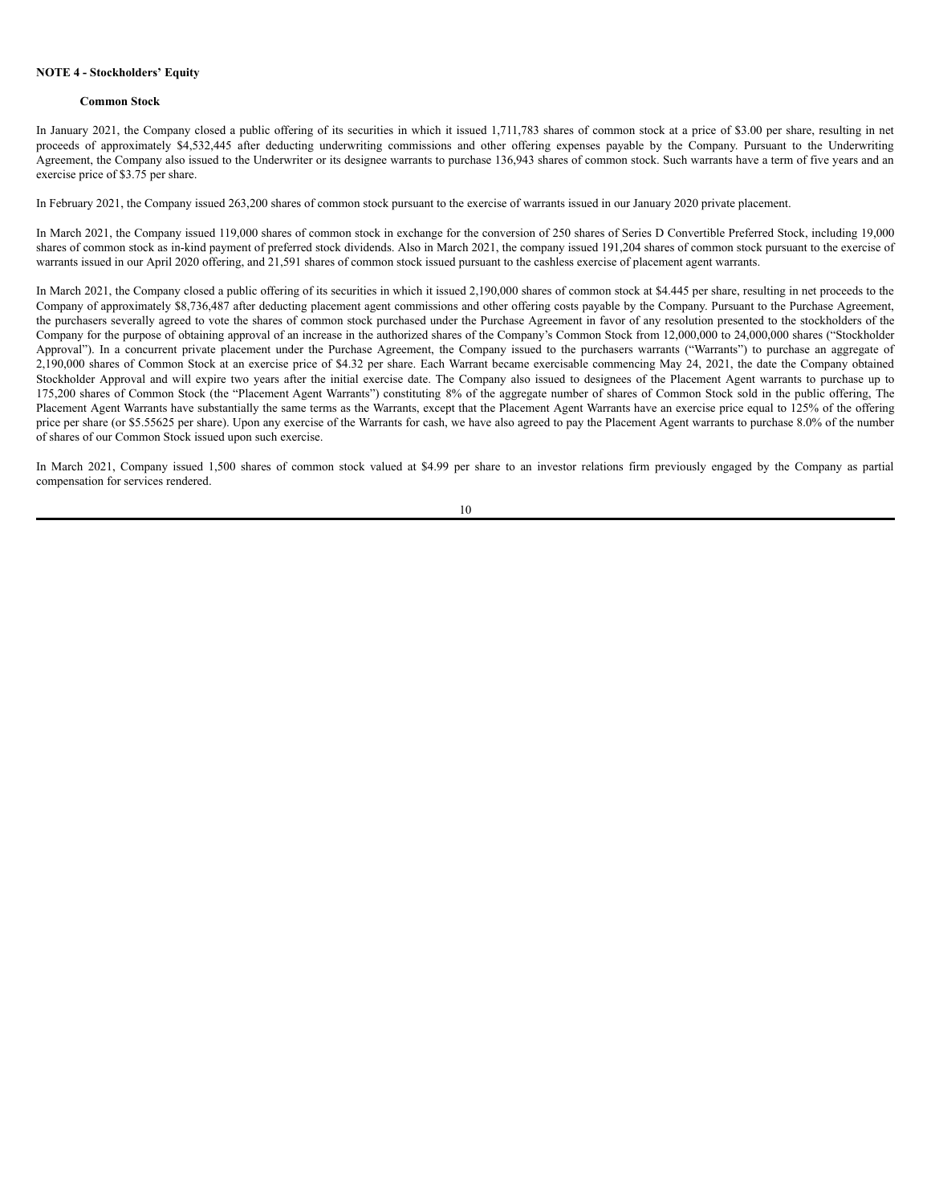## NOTE 4 - Stockholders' Equity

### Common Stock

In January 2021, the Company closed a public offering of its securities in which it issued 1,711,783 shares of common stock at a price of $3.00 per share, resulting in net proceeds of approximately $4,532,445 after deducting underwriting commissions and other offering expenses payable by the Company. Pursuant to the Underwriting Agreement, the Company also issued to the Underwriter or its designee warrants to purchase 136,943 shares of common stock. Such warrants have a term of five years and an exercise price of $3.75 per share.

In February 2021, the Company issued 263,200 shares of common stock pursuant to the exercise of warrants issued in our January 2020 private placement.

In March 2021, the Company issued 119,000 shares of common stock in exchange for the conversion of 250 shares of Series D Convertible Preferred Stock, including 19,000 shares of common stock as in-kind payment of preferred stock dividends. Also in March 2021, the company issued 191,204 shares of common stock pursuant to the exercise of warrants issued in our April 2020 offering, and 21,591 shares of common stock issued pursuant to the cashless exercise of placement agent warrants.

In March 2021, the Company closed a public offering of its securities in which it issued 2,190,000 shares of common stock at $4.445 per share, resulting in net proceeds to the Company of approximately $8,736,487 after deducting placement agent commissions and other offering costs payable by the Company. Pursuant to the Purchase Agreement, the purchasers severally agreed to vote the shares of common stock purchased under the Purchase Agreement in favor of any resolution presented to the stockholders of the Company for the purpose of obtaining approval of an increase in the authorized shares of the Company's Common Stock from 12,000,000 to 24,000,000 shares ("Stockholder Approval"). In a concurrent private placement under the Purchase Agreement, the Company issued to the purchasers warrants ("Warrants") to purchase an aggregate of 2,190,000 shares of Common Stock at an exercise price of $4.32 per share. Each Warrant became exercisable commencing May 24, 2021, the date the Company obtained Stockholder Approval and will expire two years after the initial exercise date. The Company also issued to designees of the Placement Agent warrants to purchase up to 175,200 shares of Common Stock (the "Placement Agent Warrants") constituting 8% of the aggregate number of shares of Common Stock sold in the public offering, The Placement Agent Warrants have substantially the same terms as the Warrants, except that the Placement Agent Warrants have an exercise price equal to 125% of the offering price per share (or $5.55625 per share). Upon any exercise of the Warrants for cash, we have also agreed to pay the Placement Agent warrants to purchase 8.0% of the number of shares of our Common Stock issued upon such exercise.

In March 2021, Company issued 1,500 shares of common stock valued at $4.99 per share to an investor relations firm previously engaged by the Company as partial compensation for services rendered.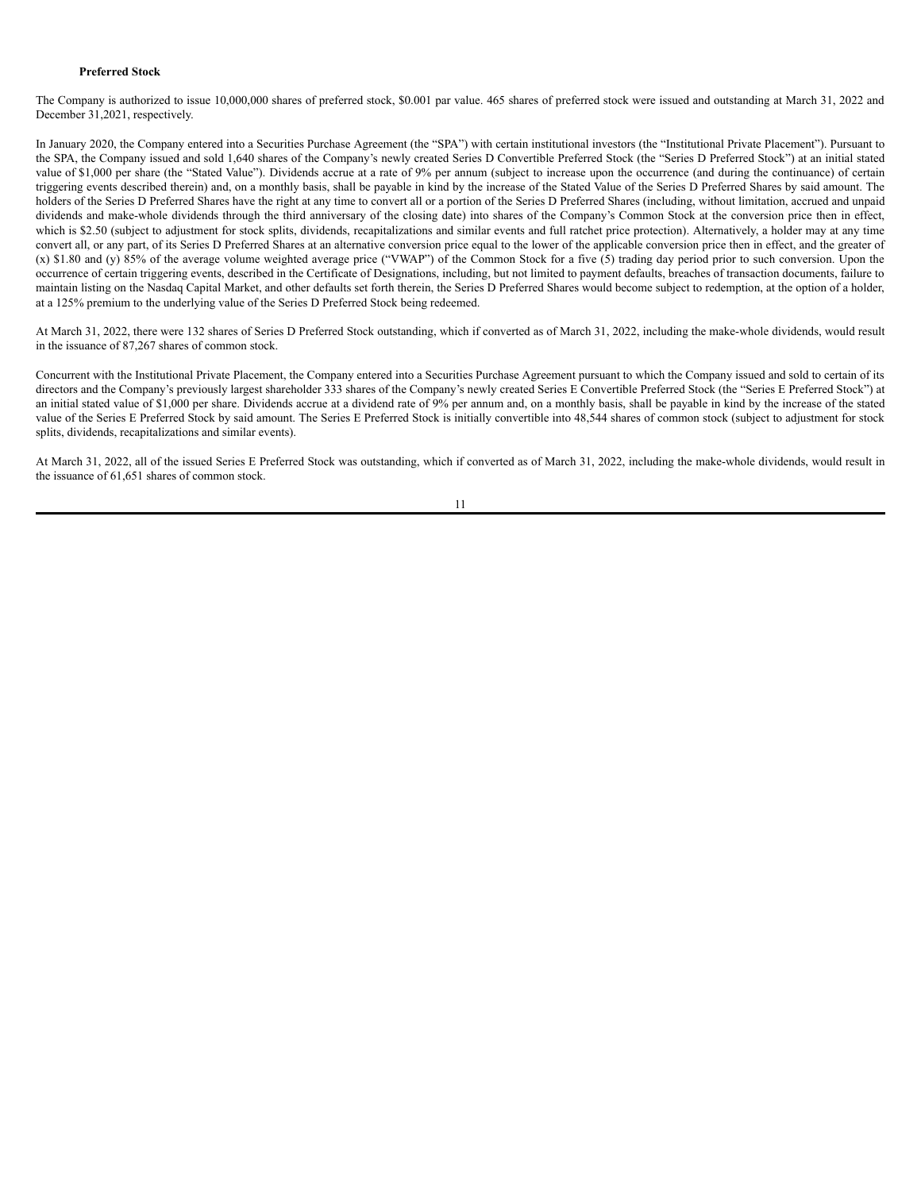**Preferred Stock**

The Company is authorized to issue 10,000,000 shares of preferred stock, $0.001 par value. 465 shares of preferred stock were issued and outstanding at March 31, 2022 and December 31,2021, respectively.

In January 2020, the Company entered into a Securities Purchase Agreement (the "SPA") with certain institutional investors (the "Institutional Private Placement"). Pursuant to the SPA, the Company issued and sold 1,640 shares of the Company's newly created Series D Convertible Preferred Stock (the "Series D Preferred Stock") at an initial stated value of $1,000 per share (the "Stated Value"). Dividends accrue at a rate of 9% per annum (subject to increase upon the occurrence (and during the continuance) of certain triggering events described therein) and, on a monthly basis, shall be payable in kind by the increase of the Stated Value of the Series D Preferred Shares by said amount. The holders of the Series D Preferred Shares have the right at any time to convert all or a portion of the Series D Preferred Shares (including, without limitation, accrued and unpaid dividends and make-whole dividends through the third anniversary of the closing date) into shares of the Company's Common Stock at the conversion price then in effect, which is $2.50 (subject to adjustment for stock splits, dividends, recapitalizations and similar events and full ratchet price protection). Alternatively, a holder may at any time convert all, or any part, of its Series D Preferred Shares at an alternative conversion price equal to the lower of the applicable conversion price then in effect, and the greater of (x) $1.80 and (y) 85% of the average volume weighted average price ("VWAP") of the Common Stock for a five (5) trading day period prior to such conversion. Upon the occurrence of certain triggering events, described in the Certificate of Designations, including, but not limited to payment defaults, breaches of transaction documents, failure to maintain listing on the Nasdaq Capital Market, and other defaults set forth therein, the Series D Preferred Shares would become subject to redemption, at the option of a holder, at a 125% premium to the underlying value of the Series D Preferred Stock being redeemed.

At March 31, 2022, there were 132 shares of Series D Preferred Stock outstanding, which if converted as of March 31, 2022, including the make-whole dividends, would result in the issuance of 87,267 shares of common stock.

Concurrent with the Institutional Private Placement, the Company entered into a Securities Purchase Agreement pursuant to which the Company issued and sold to certain of its directors and the Company's previously largest shareholder 333 shares of the Company's newly created Series E Convertible Preferred Stock (the "Series E Preferred Stock") at an initial stated value of $1,000 per share. Dividends accrue at a dividend rate of 9% per annum and, on a monthly basis, shall be payable in kind by the increase of the stated value of the Series E Preferred Stock by said amount. The Series E Preferred Stock is initially convertible into 48,544 shares of common stock (subject to adjustment for stock splits, dividends, recapitalizations and similar events).

At March 31, 2022, all of the issued Series E Preferred Stock was outstanding, which if converted as of March 31, 2022, including the make-whole dividends, would result in the issuance of 61,651 shares of common stock.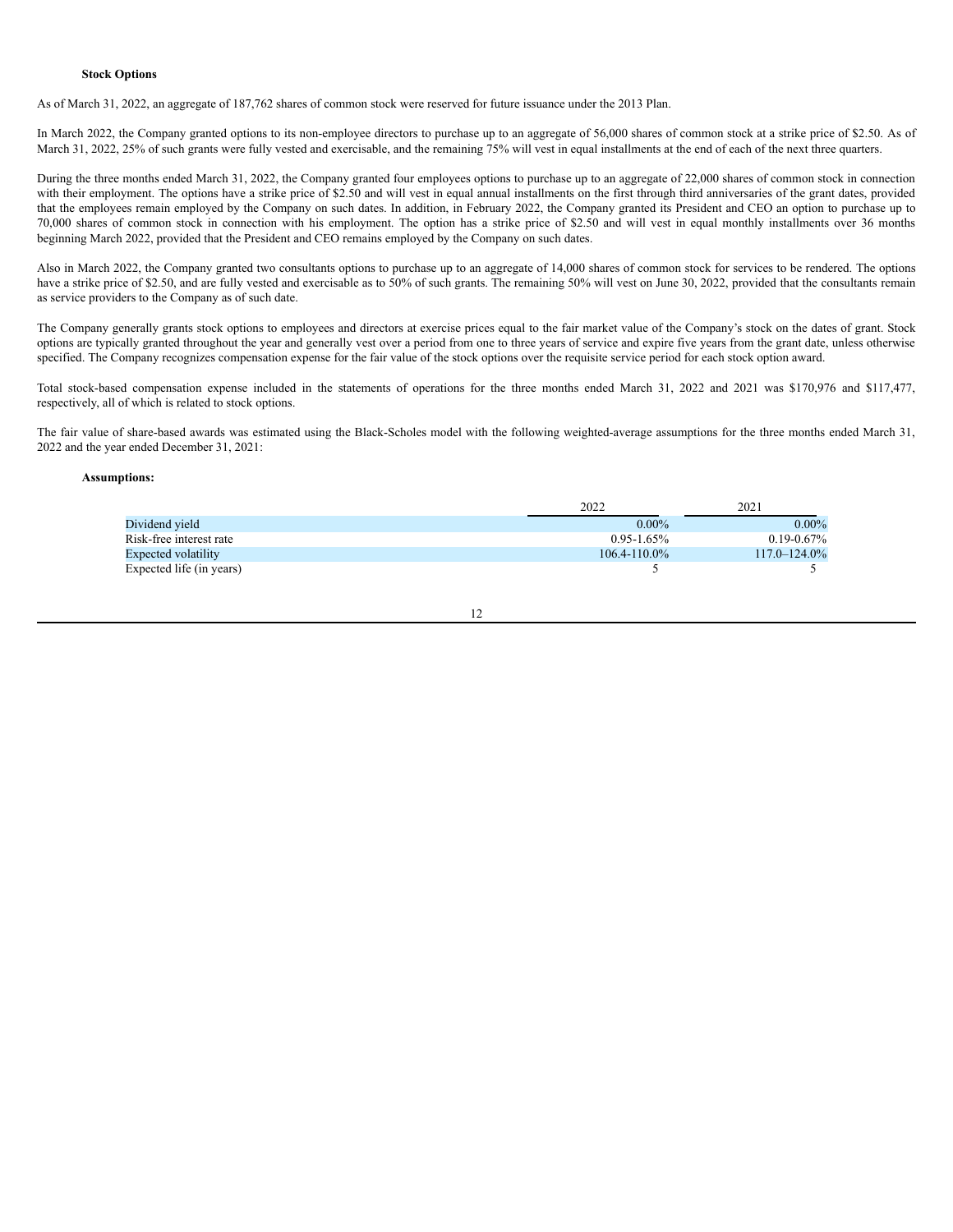**Stock Options**

As of March 31, 2022, an aggregate of 187,762 shares of common stock were reserved for future issuance under the 2013 Plan.

In March 2022, the Company granted options to its non-employee directors to purchase up to an aggregate of 56,000 shares of common stock at a strike price of $2.50. As of March 31, 2022, 25% of such grants were fully vested and exercisable, and the remaining 75% will vest in equal installments at the end of each of the next three quarters.

During the three months ended March 31, 2022, the Company granted four employees options to purchase up to an aggregate of 22,000 shares of common stock in connection with their employment. The options have a strike price of $2.50 and will vest in equal annual installments on the first through third anniversaries of the grant dates, provided that the employees remain employed by the Company on such dates. In addition, in February 2022, the Company granted its President and CEO an option to purchase up to 70,000 shares of common stock in connection with his employment. The option has a strike price of $2.50 and will vest in equal monthly installments over 36 months beginning March 2022, provided that the President and CEO remains employed by the Company on such dates.

Also in March 2022, the Company granted two consultants options to purchase up to an aggregate of 14,000 shares of common stock for services to be rendered. The options have a strike price of $2.50, and are fully vested and exercisable as to 50% of such grants. The remaining 50% will vest on June 30, 2022, provided that the consultants remain as service providers to the Company as of such date.

The Company generally grants stock options to employees and directors at exercise prices equal to the fair market value of the Company's stock on the dates of grant. Stock options are typically granted throughout the year and generally vest over a period from one to three years of service and expire five years from the grant date, unless otherwise specified. The Company recognizes compensation expense for the fair value of the stock options over the requisite service period for each stock option award.

Total stock-based compensation expense included in the statements of operations for the three months ended March 31, 2022 and 2021 was $170,976 and $117,477, respectively, all of which is related to stock options.

The fair value of share-based awards was estimated using the Black-Scholes model with the following weighted-average assumptions for the three months ended March 31, 2022 and the year ended December 31, 2021:

**Assumptions:**

| | 2022 | 2021 |
|---|---|---|
| Dividend yield | 0.00% | 0.00% |
| Risk-free interest rate | 0.95-1.65% | 0.19-0.67% |
| Expected volatility | 106.4-110.0% | 117.0–124.0% |
| Expected life (in years) | 5 | 5 |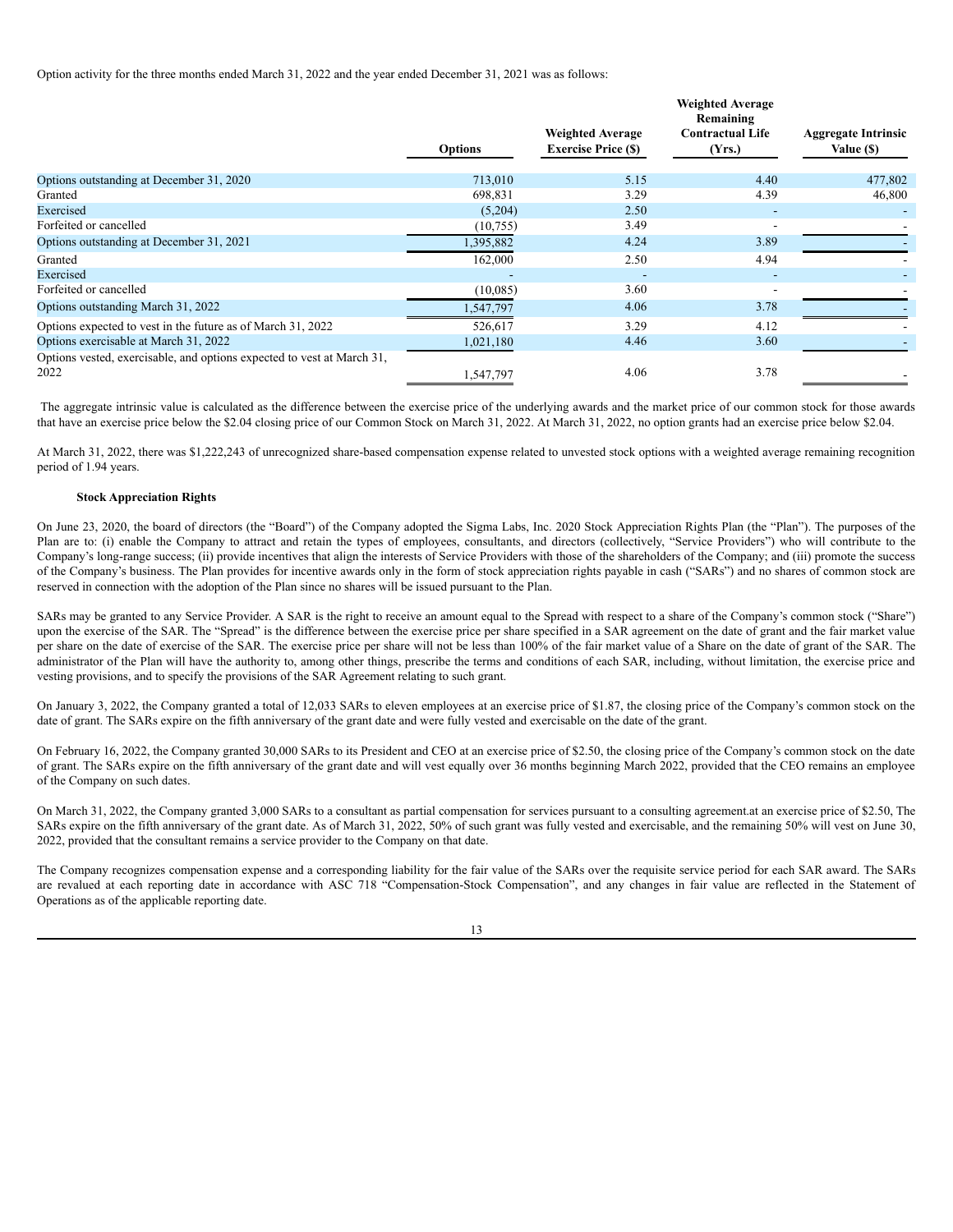Option activity for the three months ended March 31, 2022 and the year ended December 31, 2021 was as follows:

| | Options | Weighted Average Exercise Price ($) | Weighted Average Remaining Contractual Life (Yrs.) | Aggregate Intrinsic Value ($) |
|---|---|---|---|---|
| Options outstanding at December 31, 2020 | 713,010 | 5.15 | 4.40 | 477,802 |
| Granted | 698,831 | 3.29 | 4.39 | 46,800 |
| Exercised | (5,204) | 2.50 | - | - |
| Forfeited or cancelled | (10,755) | 3.49 | - | - |
| Options outstanding at December 31, 2021 | 1,395,882 | 4.24 | 3.89 | - |
| Granted | 162,000 | 2.50 | 4.94 | - |
| Exercised | - | - | - | - |
| Forfeited or cancelled | (10,085) | 3.60 | - | - |
| Options outstanding March 31, 2022 | 1,547,797 | 4.06 | 3.78 | - |
| Options expected to vest in the future as of March 31, 2022 | 526,617 | 3.29 | 4.12 | - |
| Options exercisable at March 31, 2022 | 1,021,180 | 4.46 | 3.60 | - |
| Options vested, exercisable, and options expected to vest at March 31, 2022 | 1,547,797 | 4.06 | 3.78 | - |

The aggregate intrinsic value is calculated as the difference between the exercise price of the underlying awards and the market price of our common stock for those awards that have an exercise price below the $2.04 closing price of our Common Stock on March 31, 2022. At March 31, 2022, no option grants had an exercise price below $2.04.

At March 31, 2022, there was $1,222,243 of unrecognized share-based compensation expense related to unvested stock options with a weighted average remaining recognition period of 1.94 years.

**Stock Appreciation Rights**

On June 23, 2020, the board of directors (the "Board") of the Company adopted the Sigma Labs, Inc. 2020 Stock Appreciation Rights Plan (the "Plan"). The purposes of the Plan are to: (i) enable the Company to attract and retain the types of employees, consultants, and directors (collectively, "Service Providers") who will contribute to the Company's long-range success; (ii) provide incentives that align the interests of Service Providers with those of the shareholders of the Company; and (iii) promote the success of the Company's business. The Plan provides for incentive awards only in the form of stock appreciation rights payable in cash ("SARs") and no shares of common stock are reserved in connection with the adoption of the Plan since no shares will be issued pursuant to the Plan.

SARs may be granted to any Service Provider. A SAR is the right to receive an amount equal to the Spread with respect to a share of the Company's common stock ("Share") upon the exercise of the SAR. The "Spread" is the difference between the exercise price per share specified in a SAR agreement on the date of grant and the fair market value per share on the date of exercise of the SAR. The exercise price per share will not be less than 100% of the fair market value of a Share on the date of grant of the SAR. The administrator of the Plan will have the authority to, among other things, prescribe the terms and conditions of each SAR, including, without limitation, the exercise price and vesting provisions, and to specify the provisions of the SAR Agreement relating to such grant.

On January 3, 2022, the Company granted a total of 12,033 SARs to eleven employees at an exercise price of $1.87, the closing price of the Company's common stock on the date of grant. The SARs expire on the fifth anniversary of the grant date and were fully vested and exercisable on the date of the grant.

On February 16, 2022, the Company granted 30,000 SARs to its President and CEO at an exercise price of $2.50, the closing price of the Company's common stock on the date of grant. The SARs expire on the fifth anniversary of the grant date and will vest equally over 36 months beginning March 2022, provided that the CEO remains an employee of the Company on such dates.

On March 31, 2022, the Company granted 3,000 SARs to a consultant as partial compensation for services pursuant to a consulting agreement.at an exercise price of $2.50, The SARs expire on the fifth anniversary of the grant date. As of March 31, 2022, 50% of such grant was fully vested and exercisable, and the remaining 50% will vest on June 30, 2022, provided that the consultant remains a service provider to the Company on that date.

The Company recognizes compensation expense and a corresponding liability for the fair value of the SARs over the requisite service period for each SAR award. The SARs are revalued at each reporting date in accordance with ASC 718 "Compensation-Stock Compensation", and any changes in fair value are reflected in the Statement of Operations as of the applicable reporting date.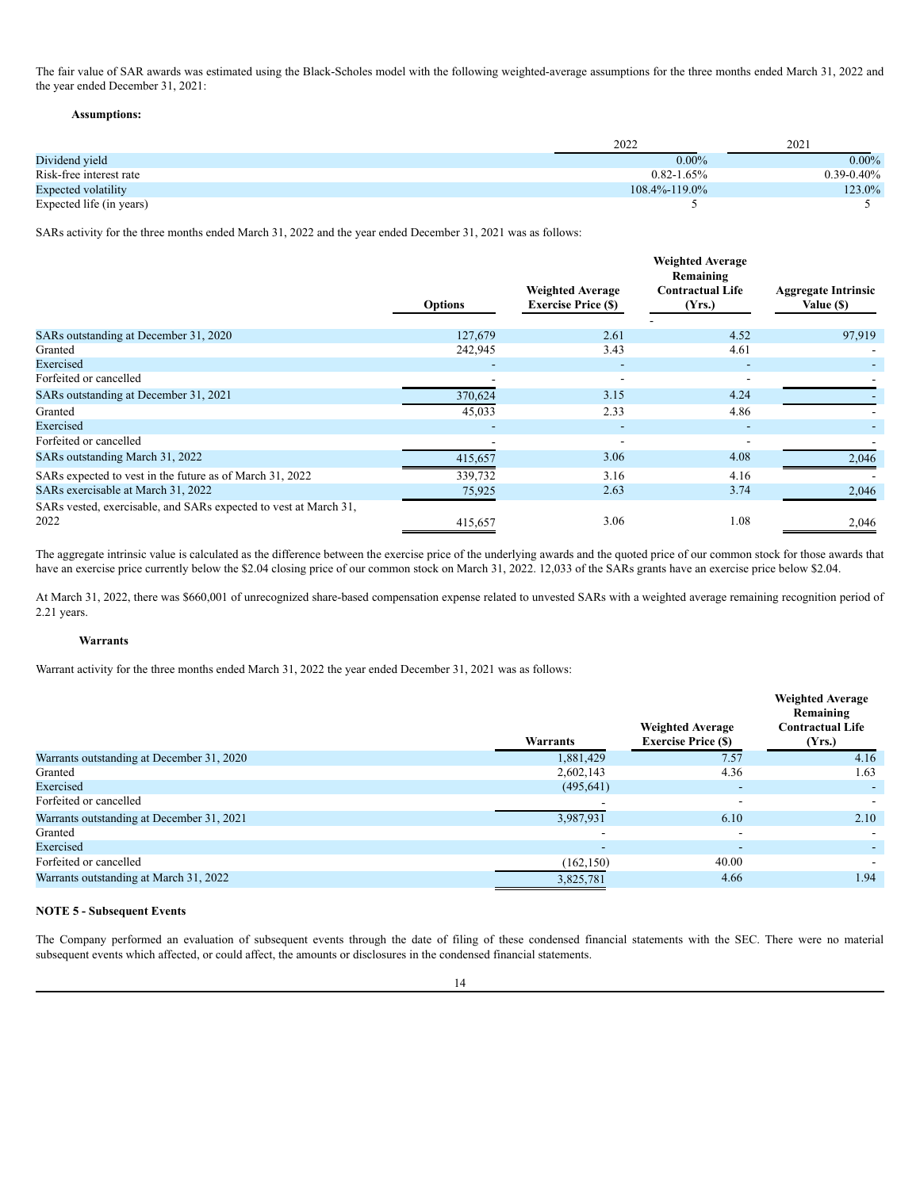The fair value of SAR awards was estimated using the Black-Scholes model with the following weighted-average assumptions for the three months ended March 31, 2022 and the year ended December 31, 2021:

**Assumptions:**

| | 2022 | 2021 |
|---|---|---|
| Dividend yield | 0.00% | 0.00% |
| Risk-free interest rate | 0.82-1.65% | 0.39-0.40% |
| Expected volatility | 108.4%-119.0% | 123.0% |
| Expected life (in years) | 5 | 5 |

SARs activity for the three months ended March 31, 2022 and the year ended December 31, 2021 was as follows:

| | Options | Weighted Average Exercise Price ($) | Weighted Average Remaining Contractual Life (Yrs.) | Aggregate Intrinsic Value ($) |
|---|---|---|---|---|
| SARs outstanding at December 31, 2020 | 127,679 | 2.61 | 4.52 | 97,919 |
| Granted | 242,945 | 3.43 | 4.61 | - |
| Exercised | - | - | - | - |
| Forfeited or cancelled | - | - | - | - |
| SARs outstanding at December 31, 2021 | 370,624 | 3.15 | 4.24 | - |
| Granted | 45,033 | 2.33 | 4.86 | - |
| Exercised | - | - | - | - |
| Forfeited or cancelled | - | - | - | - |
| SARs outstanding March 31, 2022 | 415,657 | 3.06 | 4.08 | 2,046 |
| SARs expected to vest in the future as of March 31, 2022 | 339,732 | 3.16 | 4.16 | - |
| SARs exercisable at March 31, 2022 | 75,925 | 2.63 | 3.74 | 2,046 |
| SARs vested, exercisable, and SARs expected to vest at March 31, 2022 | 415,657 | 3.06 | 1.08 | 2,046 |

The aggregate intrinsic value is calculated as the difference between the exercise price of the underlying awards and the quoted price of our common stock for those awards that have an exercise price currently below the $2.04 closing price of our common stock on March 31, 2022. 12,033 of the SARs grants have an exercise price below $2.04.

At March 31, 2022, there was $660,001 of unrecognized share-based compensation expense related to unvested SARs with a weighted average remaining recognition period of 2.21 years.

**Warrants**

Warrant activity for the three months ended March 31, 2022 the year ended December 31, 2021 was as follows:

| | Warrants | Weighted Average Exercise Price ($) | Weighted Average Remaining Contractual Life (Yrs.) |
|---|---|---|---|
| Warrants outstanding at December 31, 2020 | 1,881,429 | 7.57 | 4.16 |
| Granted | 2,602,143 | 4.36 | 1.63 |
| Exercised | (495,641) | - | - |
| Forfeited or cancelled | - | - | - |
| Warrants outstanding at December 31, 2021 | 3,987,931 | 6.10 | 2.10 |
| Granted | - | - | - |
| Exercised | - | - | - |
| Forfeited or cancelled | (162,150) | 40.00 | - |
| Warrants outstanding at March 31, 2022 | 3,825,781 | 4.66 | 1.94 |

**NOTE 5 - Subsequent Events**

The Company performed an evaluation of subsequent events through the date of filing of these condensed financial statements with the SEC. There were no material subsequent events which affected, or could affect, the amounts or disclosures in the condensed financial statements.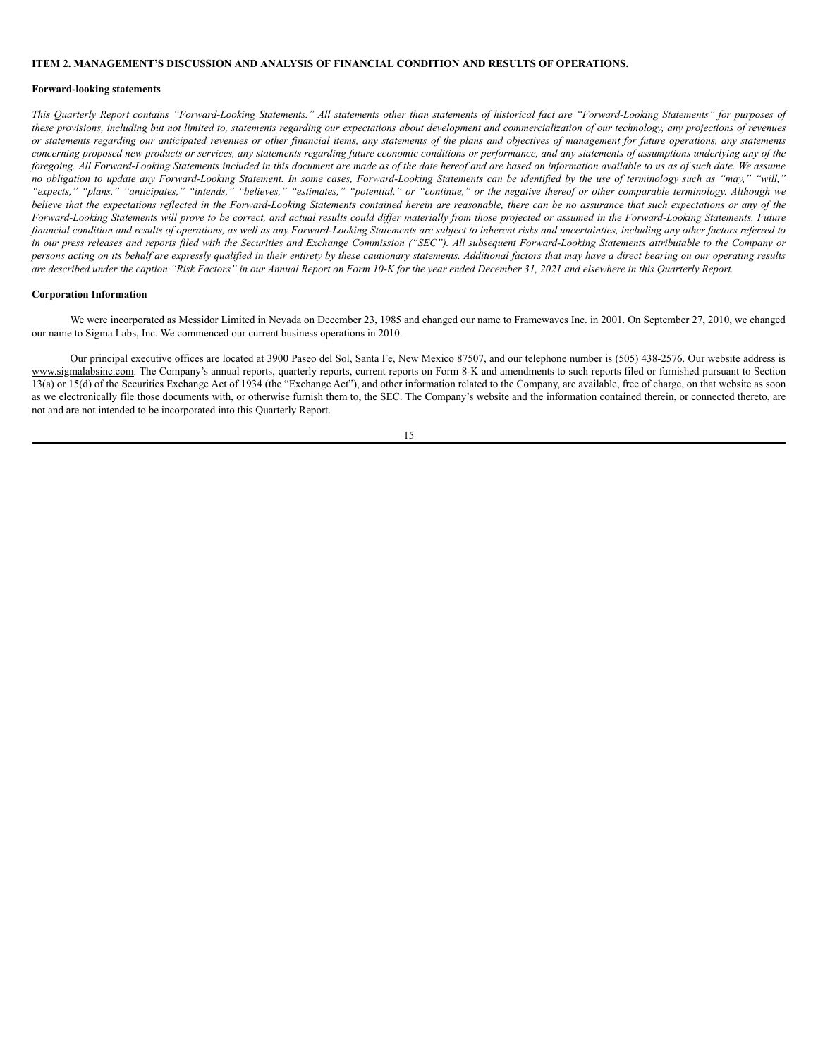## ITEM 2. MANAGEMENT'S DISCUSSION AND ANALYSIS OF FINANCIAL CONDITION AND RESULTS OF OPERATIONS.

### Forward-looking statements

*This Quarterly Report contains "Forward-Looking Statements." All statements other than statements of historical fact are "Forward-Looking Statements" for purposes of these provisions, including but not limited to, statements regarding our expectations about development and commercialization of our technology, any projections of revenues or statements regarding our anticipated revenues or other financial items, any statements of the plans and objectives of management for future operations, any statements concerning proposed new products or services, any statements regarding future economic conditions or performance, and any statements of assumptions underlying any of the foregoing. All Forward-Looking Statements included in this document are made as of the date hereof and are based on information available to us as of such date. We assume no obligation to update any Forward-Looking Statement. In some cases, Forward-Looking Statements can be identified by the use of terminology such as "may," "will," "expects," "plans," "anticipates," "intends," "believes," "estimates," "potential," or "continue," or the negative thereof or other comparable terminology. Although we believe that the expectations reflected in the Forward-Looking Statements contained herein are reasonable, there can be no assurance that such expectations or any of the Forward-Looking Statements will prove to be correct, and actual results could differ materially from those projected or assumed in the Forward-Looking Statements. Future financial condition and results of operations, as well as any Forward-Looking Statements are subject to inherent risks and uncertainties, including any other factors referred to in our press releases and reports filed with the Securities and Exchange Commission ("SEC"). All subsequent Forward-Looking Statements attributable to the Company or persons acting on its behalf are expressly qualified in their entirety by these cautionary statements. Additional factors that may have a direct bearing on our operating results are described under the caption "Risk Factors" in our Annual Report on Form 10-K for the year ended December 31, 2021 and elsewhere in this Quarterly Report.*

### Corporation Information

We were incorporated as Messidor Limited in Nevada on December 23, 1985 and changed our name to Framewaves Inc. in 2001. On September 27, 2010, we changed our name to Sigma Labs, Inc. We commenced our current business operations in 2010.

Our principal executive offices are located at 3900 Paseo del Sol, Santa Fe, New Mexico 87507, and our telephone number is (505) 438-2576. Our website address is www.sigmalabsinc.com. The Company's annual reports, quarterly reports, current reports on Form 8-K and amendments to such reports filed or furnished pursuant to Section 13(a) or 15(d) of the Securities Exchange Act of 1934 (the "Exchange Act"), and other information related to the Company, are available, free of charge, on that website as soon as we electronically file those documents with, or otherwise furnish them to, the SEC. The Company's website and the information contained therein, or connected thereto, are not and are not intended to be incorporated into this Quarterly Report.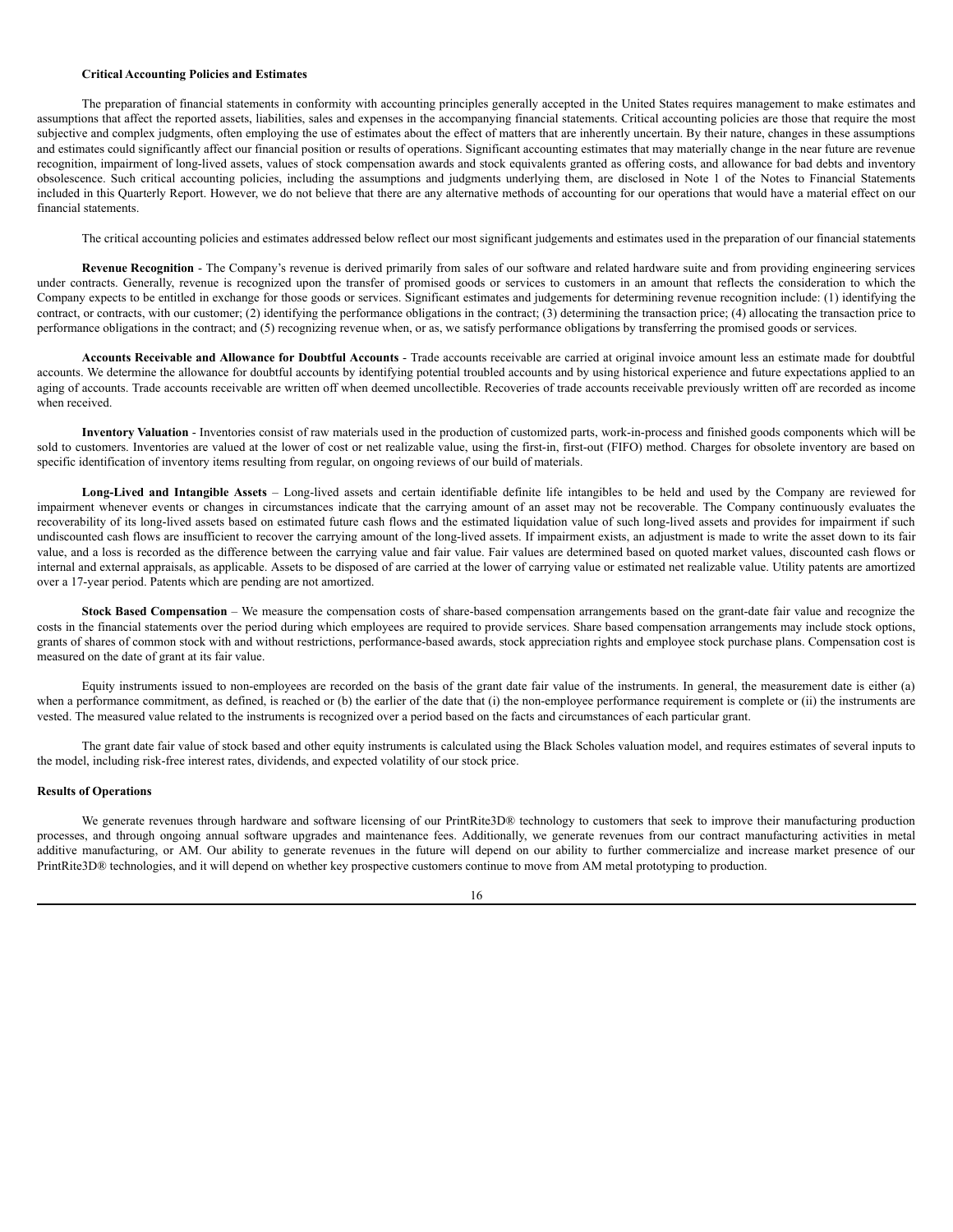**Critical Accounting Policies and Estimates**

The preparation of financial statements in conformity with accounting principles generally accepted in the United States requires management to make estimates and assumptions that affect the reported assets, liabilities, sales and expenses in the accompanying financial statements. Critical accounting policies are those that require the most subjective and complex judgments, often employing the use of estimates about the effect of matters that are inherently uncertain. By their nature, changes in these assumptions and estimates could significantly affect our financial position or results of operations. Significant accounting estimates that may materially change in the near future are revenue recognition, impairment of long-lived assets, values of stock compensation awards and stock equivalents granted as offering costs, and allowance for bad debts and inventory obsolescence. Such critical accounting policies, including the assumptions and judgments underlying them, are disclosed in Note 1 of the Notes to Financial Statements included in this Quarterly Report. However, we do not believe that there are any alternative methods of accounting for our operations that would have a material effect on our financial statements.

The critical accounting policies and estimates addressed below reflect our most significant judgements and estimates used in the preparation of our financial statements

**Revenue Recognition** - The Company's revenue is derived primarily from sales of our software and related hardware suite and from providing engineering services under contracts. Generally, revenue is recognized upon the transfer of promised goods or services to customers in an amount that reflects the consideration to which the Company expects to be entitled in exchange for those goods or services. Significant estimates and judgements for determining revenue recognition include: (1) identifying the contract, or contracts, with our customer; (2) identifying the performance obligations in the contract; (3) determining the transaction price; (4) allocating the transaction price to performance obligations in the contract; and (5) recognizing revenue when, or as, we satisfy performance obligations by transferring the promised goods or services.

**Accounts Receivable and Allowance for Doubtful Accounts** - Trade accounts receivable are carried at original invoice amount less an estimate made for doubtful accounts. We determine the allowance for doubtful accounts by identifying potential troubled accounts and by using historical experience and future expectations applied to an aging of accounts. Trade accounts receivable are written off when deemed uncollectible. Recoveries of trade accounts receivable previously written off are recorded as income when received.

**Inventory Valuation** - Inventories consist of raw materials used in the production of customized parts, work-in-process and finished goods components which will be sold to customers. Inventories are valued at the lower of cost or net realizable value, using the first-in, first-out (FIFO) method. Charges for obsolete inventory are based on specific identification of inventory items resulting from regular, on ongoing reviews of our build of materials.

**Long-Lived and Intangible Assets** – Long-lived assets and certain identifiable definite life intangibles to be held and used by the Company are reviewed for impairment whenever events or changes in circumstances indicate that the carrying amount of an asset may not be recoverable. The Company continuously evaluates the recoverability of its long-lived assets based on estimated future cash flows and the estimated liquidation value of such long-lived assets and provides for impairment if such undiscounted cash flows are insufficient to recover the carrying amount of the long-lived assets. If impairment exists, an adjustment is made to write the asset down to its fair value, and a loss is recorded as the difference between the carrying value and fair value. Fair values are determined based on quoted market values, discounted cash flows or internal and external appraisals, as applicable. Assets to be disposed of are carried at the lower of carrying value or estimated net realizable value. Utility patents are amortized over a 17-year period. Patents which are pending are not amortized.

**Stock Based Compensation** – We measure the compensation costs of share-based compensation arrangements based on the grant-date fair value and recognize the costs in the financial statements over the period during which employees are required to provide services. Share based compensation arrangements may include stock options, grants of shares of common stock with and without restrictions, performance-based awards, stock appreciation rights and employee stock purchase plans. Compensation cost is measured on the date of grant at its fair value.

Equity instruments issued to non-employees are recorded on the basis of the grant date fair value of the instruments. In general, the measurement date is either (a) when a performance commitment, as defined, is reached or (b) the earlier of the date that (i) the non-employee performance requirement is complete or (ii) the instruments are vested. The measured value related to the instruments is recognized over a period based on the facts and circumstances of each particular grant.

The grant date fair value of stock based and other equity instruments is calculated using the Black Scholes valuation model, and requires estimates of several inputs to the model, including risk-free interest rates, dividends, and expected volatility of our stock price.

**Results of Operations**

We generate revenues through hardware and software licensing of our PrintRite3D® technology to customers that seek to improve their manufacturing production processes, and through ongoing annual software upgrades and maintenance fees. Additionally, we generate revenues from our contract manufacturing activities in metal additive manufacturing, or AM. Our ability to generate revenues in the future will depend on our ability to further commercialize and increase market presence of our PrintRite3D® technologies, and it will depend on whether key prospective customers continue to move from AM metal prototyping to production.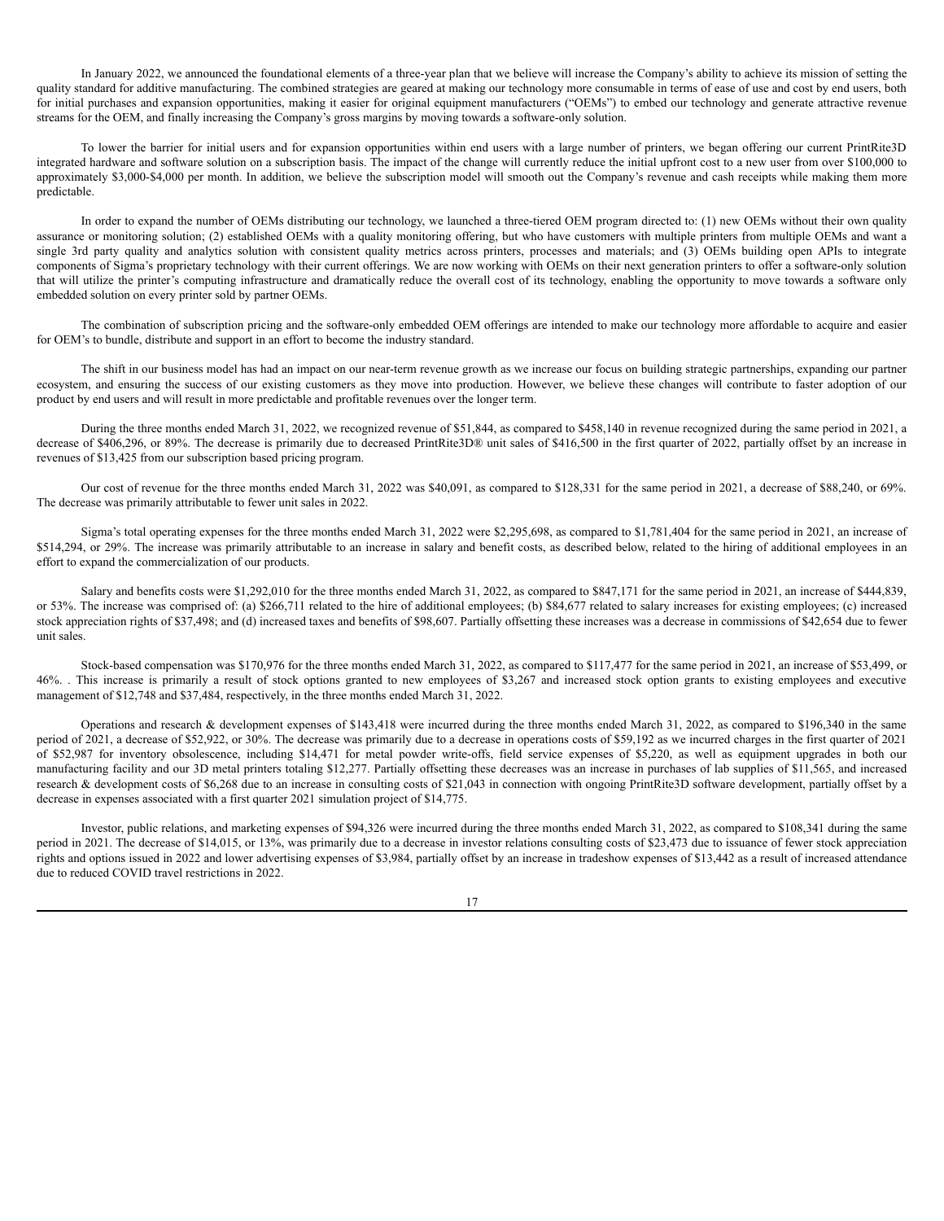In January 2022, we announced the foundational elements of a three-year plan that we believe will increase the Company's ability to achieve its mission of setting the quality standard for additive manufacturing. The combined strategies are geared at making our technology more consumable in terms of ease of use and cost by end users, both for initial purchases and expansion opportunities, making it easier for original equipment manufacturers ("OEMs") to embed our technology and generate attractive revenue streams for the OEM, and finally increasing the Company's gross margins by moving towards a software-only solution.

To lower the barrier for initial users and for expansion opportunities within end users with a large number of printers, we began offering our current PrintRite3D integrated hardware and software solution on a subscription basis. The impact of the change will currently reduce the initial upfront cost to a new user from over $100,000 to approximately $3,000-$4,000 per month. In addition, we believe the subscription model will smooth out the Company's revenue and cash receipts while making them more predictable.

In order to expand the number of OEMs distributing our technology, we launched a three-tiered OEM program directed to: (1) new OEMs without their own quality assurance or monitoring solution; (2) established OEMs with a quality monitoring offering, but who have customers with multiple printers from multiple OEMs and want a single 3rd party quality and analytics solution with consistent quality metrics across printers, processes and materials; and (3) OEMs building open APIs to integrate components of Sigma's proprietary technology with their current offerings. We are now working with OEMs on their next generation printers to offer a software-only solution that will utilize the printer's computing infrastructure and dramatically reduce the overall cost of its technology, enabling the opportunity to move towards a software only embedded solution on every printer sold by partner OEMs.

The combination of subscription pricing and the software-only embedded OEM offerings are intended to make our technology more affordable to acquire and easier for OEM's to bundle, distribute and support in an effort to become the industry standard.

The shift in our business model has had an impact on our near-term revenue growth as we increase our focus on building strategic partnerships, expanding our partner ecosystem, and ensuring the success of our existing customers as they move into production. However, we believe these changes will contribute to faster adoption of our product by end users and will result in more predictable and profitable revenues over the longer term.

During the three months ended March 31, 2022, we recognized revenue of $51,844, as compared to $458,140 in revenue recognized during the same period in 2021, a decrease of $406,296, or 89%. The decrease is primarily due to decreased PrintRite3D® unit sales of $416,500 in the first quarter of 2022, partially offset by an increase in revenues of $13,425 from our subscription based pricing program.

Our cost of revenue for the three months ended March 31, 2022 was $40,091, as compared to $128,331 for the same period in 2021, a decrease of $88,240, or 69%. The decrease was primarily attributable to fewer unit sales in 2022.

Sigma's total operating expenses for the three months ended March 31, 2022 were $2,295,698, as compared to $1,781,404 for the same period in 2021, an increase of $514,294, or 29%. The increase was primarily attributable to an increase in salary and benefit costs, as described below, related to the hiring of additional employees in an effort to expand the commercialization of our products.

Salary and benefits costs were $1,292,010 for the three months ended March 31, 2022, as compared to $847,171 for the same period in 2021, an increase of $444,839, or 53%. The increase was comprised of: (a) $266,711 related to the hire of additional employees; (b) $84,677 related to salary increases for existing employees; (c) increased stock appreciation rights of $37,498; and (d) increased taxes and benefits of $98,607. Partially offsetting these increases was a decrease in commissions of $42,654 due to fewer unit sales.

Stock-based compensation was $170,976 for the three months ended March 31, 2022, as compared to $117,477 for the same period in 2021, an increase of $53,499, or 46%. . This increase is primarily a result of stock options granted to new employees of $3,267 and increased stock option grants to existing employees and executive management of $12,748 and $37,484, respectively, in the three months ended March 31, 2022.

Operations and research & development expenses of $143,418 were incurred during the three months ended March 31, 2022, as compared to $196,340 in the same period of 2021, a decrease of $52,922, or 30%. The decrease was primarily due to a decrease in operations costs of $59,192 as we incurred charges in the first quarter of 2021 of $52,987 for inventory obsolescence, including $14,471 for metal powder write-offs, field service expenses of $5,220, as well as equipment upgrades in both our manufacturing facility and our 3D metal printers totaling $12,277. Partially offsetting these decreases was an increase in purchases of lab supplies of $11,565, and increased research & development costs of $6,268 due to an increase in consulting costs of $21,043 in connection with ongoing PrintRite3D software development, partially offset by a decrease in expenses associated with a first quarter 2021 simulation project of $14,775.

Investor, public relations, and marketing expenses of $94,326 were incurred during the three months ended March 31, 2022, as compared to $108,341 during the same period in 2021. The decrease of $14,015, or 13%, was primarily due to a decrease in investor relations consulting costs of $23,473 due to issuance of fewer stock appreciation rights and options issued in 2022 and lower advertising expenses of $3,984, partially offset by an increase in tradeshow expenses of $13,442 as a result of increased attendance due to reduced COVID travel restrictions in 2022.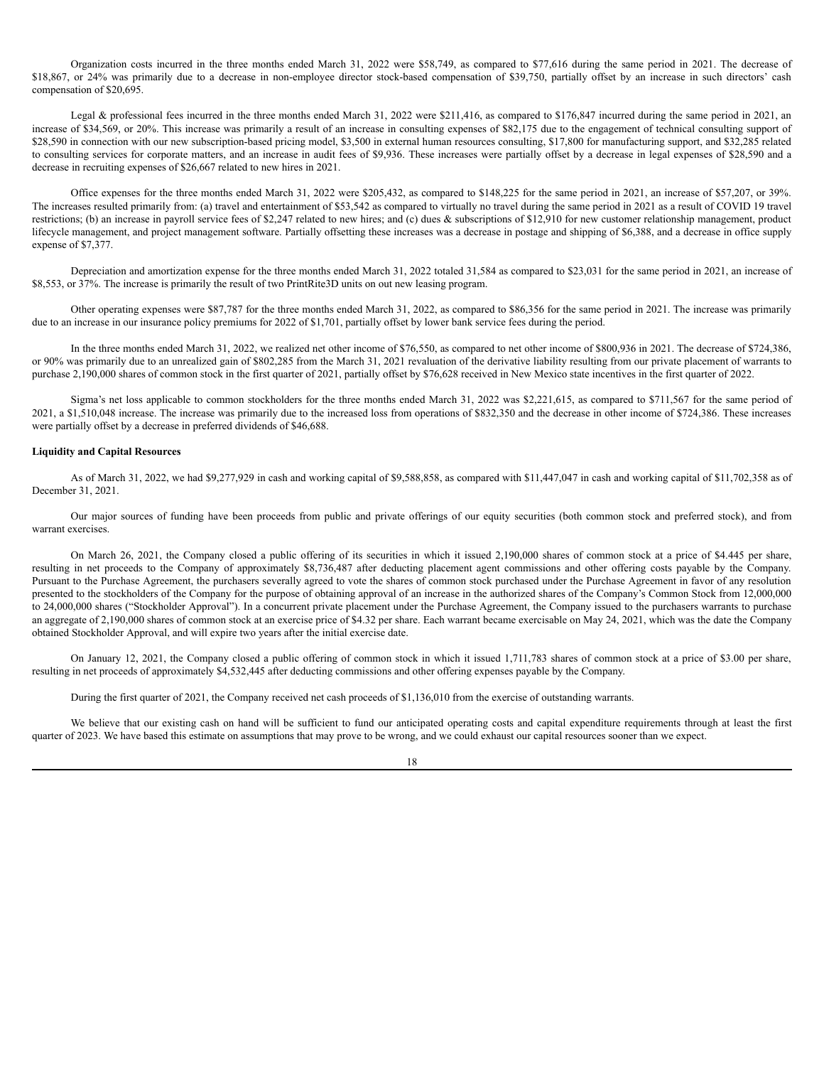Organization costs incurred in the three months ended March 31, 2022 were $58,749, as compared to $77,616 during the same period in 2021. The decrease of $18,867, or 24% was primarily due to a decrease in non-employee director stock-based compensation of $39,750, partially offset by an increase in such directors' cash compensation of $20,695.

Legal & professional fees incurred in the three months ended March 31, 2022 were $211,416, as compared to $176,847 incurred during the same period in 2021, an increase of $34,569, or 20%. This increase was primarily a result of an increase in consulting expenses of $82,175 due to the engagement of technical consulting support of $28,590 in connection with our new subscription-based pricing model, $3,500 in external human resources consulting, $17,800 for manufacturing support, and $32,285 related to consulting services for corporate matters, and an increase in audit fees of $9,936. These increases were partially offset by a decrease in legal expenses of $28,590 and a decrease in recruiting expenses of $26,667 related to new hires in 2021.

Office expenses for the three months ended March 31, 2022 were $205,432, as compared to $148,225 for the same period in 2021, an increase of $57,207, or 39%. The increases resulted primarily from: (a) travel and entertainment of $53,542 as compared to virtually no travel during the same period in 2021 as a result of COVID 19 travel restrictions; (b) an increase in payroll service fees of $2,247 related to new hires; and (c) dues & subscriptions of $12,910 for new customer relationship management, product lifecycle management, and project management software. Partially offsetting these increases was a decrease in postage and shipping of $6,388, and a decrease in office supply expense of $7,377.

Depreciation and amortization expense for the three months ended March 31, 2022 totaled 31,584 as compared to $23,031 for the same period in 2021, an increase of $8,553, or 37%. The increase is primarily the result of two PrintRite3D units on out new leasing program.

Other operating expenses were $87,787 for the three months ended March 31, 2022, as compared to $86,356 for the same period in 2021. The increase was primarily due to an increase in our insurance policy premiums for 2022 of $1,701, partially offset by lower bank service fees during the period.

In the three months ended March 31, 2022, we realized net other income of $76,550, as compared to net other income of $800,936 in 2021. The decrease of $724,386, or 90% was primarily due to an unrealized gain of $802,285 from the March 31, 2021 revaluation of the derivative liability resulting from our private placement of warrants to purchase 2,190,000 shares of common stock in the first quarter of 2021, partially offset by $76,628 received in New Mexico state incentives in the first quarter of 2022.

Sigma's net loss applicable to common stockholders for the three months ended March 31, 2022 was $2,221,615, as compared to $711,567 for the same period of 2021, a $1,510,048 increase. The increase was primarily due to the increased loss from operations of $832,350 and the decrease in other income of $724,386. These increases were partially offset by a decrease in preferred dividends of $46,688.

**Liquidity and Capital Resources**

As of March 31, 2022, we had $9,277,929 in cash and working capital of $9,588,858, as compared with $11,447,047 in cash and working capital of $11,702,358 as of December 31, 2021.

Our major sources of funding have been proceeds from public and private offerings of our equity securities (both common stock and preferred stock), and from warrant exercises.

On March 26, 2021, the Company closed a public offering of its securities in which it issued 2,190,000 shares of common stock at a price of $4.445 per share, resulting in net proceeds to the Company of approximately $8,736,487 after deducting placement agent commissions and other offering costs payable by the Company. Pursuant to the Purchase Agreement, the purchasers severally agreed to vote the shares of common stock purchased under the Purchase Agreement in favor of any resolution presented to the stockholders of the Company for the purpose of obtaining approval of an increase in the authorized shares of the Company's Common Stock from 12,000,000 to 24,000,000 shares ("Stockholder Approval"). In a concurrent private placement under the Purchase Agreement, the Company issued to the purchasers warrants to purchase an aggregate of 2,190,000 shares of common stock at an exercise price of $4.32 per share. Each warrant became exercisable on May 24, 2021, which was the date the Company obtained Stockholder Approval, and will expire two years after the initial exercise date.

On January 12, 2021, the Company closed a public offering of common stock in which it issued 1,711,783 shares of common stock at a price of $3.00 per share, resulting in net proceeds of approximately $4,532,445 after deducting commissions and other offering expenses payable by the Company.

During the first quarter of 2021, the Company received net cash proceeds of $1,136,010 from the exercise of outstanding warrants.

We believe that our existing cash on hand will be sufficient to fund our anticipated operating costs and capital expenditure requirements through at least the first quarter of 2023. We have based this estimate on assumptions that may prove to be wrong, and we could exhaust our capital resources sooner than we expect.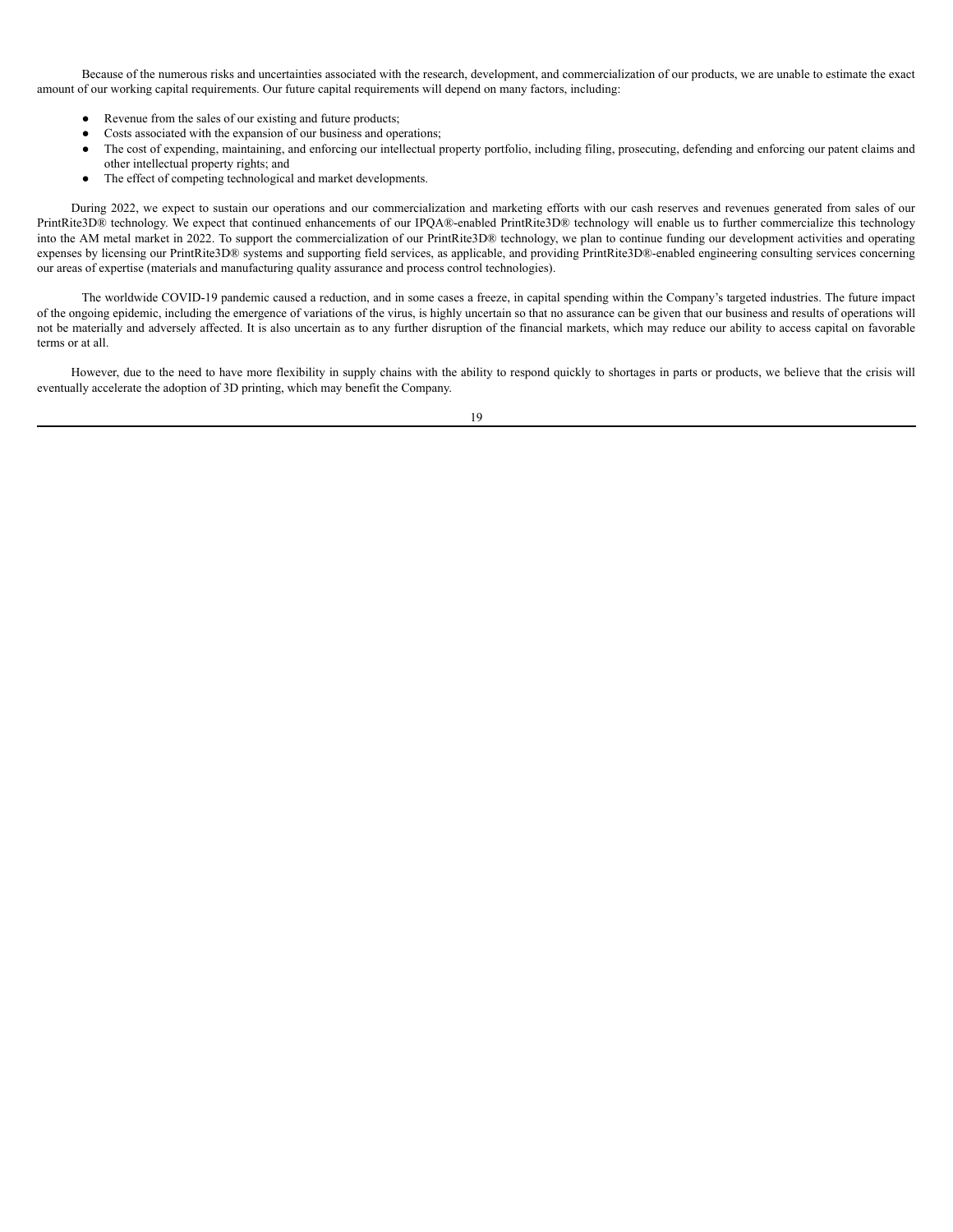Because of the numerous risks and uncertainties associated with the research, development, and commercialization of our products, we are unable to estimate the exact amount of our working capital requirements. Our future capital requirements will depend on many factors, including:

- Revenue from the sales of our existing and future products;
- Costs associated with the expansion of our business and operations;
- The cost of expending, maintaining, and enforcing our intellectual property portfolio, including filing, prosecuting, defending and enforcing our patent claims and other intellectual property rights; and
- The effect of competing technological and market developments.

During 2022, we expect to sustain our operations and our commercialization and marketing efforts with our cash reserves and revenues generated from sales of our PrintRite3D® technology. We expect that continued enhancements of our IPQA®-enabled PrintRite3D® technology will enable us to further commercialize this technology into the AM metal market in 2022. To support the commercialization of our PrintRite3D® technology, we plan to continue funding our development activities and operating expenses by licensing our PrintRite3D® systems and supporting field services, as applicable, and providing PrintRite3D®-enabled engineering consulting services concerning our areas of expertise (materials and manufacturing quality assurance and process control technologies).

The worldwide COVID-19 pandemic caused a reduction, and in some cases a freeze, in capital spending within the Company's targeted industries. The future impact of the ongoing epidemic, including the emergence of variations of the virus, is highly uncertain so that no assurance can be given that our business and results of operations will not be materially and adversely affected. It is also uncertain as to any further disruption of the financial markets, which may reduce our ability to access capital on favorable terms or at all.

However, due to the need to have more flexibility in supply chains with the ability to respond quickly to shortages in parts or products, we believe that the crisis will eventually accelerate the adoption of 3D printing, which may benefit the Company.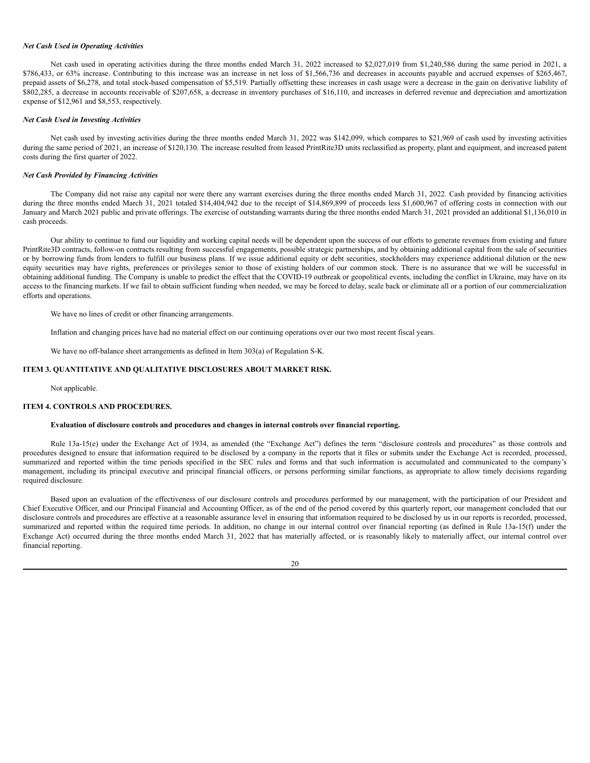***Net Cash Used in Operating Activities***

Net cash used in operating activities during the three months ended March 31, 2022 increased to $2,027,019 from $1,240,586 during the same period in 2021, a $786,433, or 63% increase. Contributing to this increase was an increase in net loss of $1,566,736 and decreases in accounts payable and accrued expenses of $265,467, prepaid assets of $6,278, and total stock-based compensation of $5,519. Partially offsetting these increases in cash usage were a decrease in the gain on derivative liability of $802,285, a decrease in accounts receivable of $207,658, a decrease in inventory purchases of $16,110, and increases in deferred revenue and depreciation and amortization expense of $12,961 and $8,553, respectively.

***Net Cash Used in Investing Activities***

Net cash used by investing activities during the three months ended March 31, 2022 was $142,099, which compares to $21,969 of cash used by investing activities during the same period of 2021, an increase of $120,130. The increase resulted from leased PrintRite3D units reclassified as property, plant and equipment, and increased patent costs during the first quarter of 2022.

***Net Cash Provided by Financing Activities***

The Company did not raise any capital nor were there any warrant exercises during the three months ended March 31, 2022. Cash provided by financing activities during the three months ended March 31, 2021 totaled $14,404,942 due to the receipt of $14,869,899 of proceeds less $1,600,967 of offering costs in connection with our January and March 2021 public and private offerings. The exercise of outstanding warrants during the three months ended March 31, 2021 provided an additional $1,136,010 in cash proceeds.

Our ability to continue to fund our liquidity and working capital needs will be dependent upon the success of our efforts to generate revenues from existing and future PrintRite3D contracts, follow-on contracts resulting from successful engagements, possible strategic partnerships, and by obtaining additional capital from the sale of securities or by borrowing funds from lenders to fulfill our business plans. If we issue additional equity or debt securities, stockholders may experience additional dilution or the new equity securities may have rights, preferences or privileges senior to those of existing holders of our common stock. There is no assurance that we will be successful in obtaining additional funding. The Company is unable to predict the effect that the COVID-19 outbreak or geopolitical events, including the conflict in Ukraine, may have on its access to the financing markets. If we fail to obtain sufficient funding when needed, we may be forced to delay, scale back or eliminate all or a portion of our commercialization efforts and operations.

We have no lines of credit or other financing arrangements.

Inflation and changing prices have had no material effect on our continuing operations over our two most recent fiscal years.

We have no off-balance sheet arrangements as defined in Item 303(a) of Regulation S-K.

## ITEM 3. QUANTITATIVE AND QUALITATIVE DISCLOSURES ABOUT MARKET RISK.

Not applicable.

## ITEM 4. CONTROLS AND PROCEDURES.

**Evaluation of disclosure controls and procedures and changes in internal controls over financial reporting.**

Rule 13a-15(e) under the Exchange Act of 1934, as amended (the "Exchange Act") defines the term "disclosure controls and procedures" as those controls and procedures designed to ensure that information required to be disclosed by a company in the reports that it files or submits under the Exchange Act is recorded, processed, summarized and reported within the time periods specified in the SEC rules and forms and that such information is accumulated and communicated to the company's management, including its principal executive and principal financial officers, or persons performing similar functions, as appropriate to allow timely decisions regarding required disclosure.

Based upon an evaluation of the effectiveness of our disclosure controls and procedures performed by our management, with the participation of our President and Chief Executive Officer, and our Principal Financial and Accounting Officer, as of the end of the period covered by this quarterly report, our management concluded that our disclosure controls and procedures are effective at a reasonable assurance level in ensuring that information required to be disclosed by us in our reports is recorded, processed, summarized and reported within the required time periods. In addition, no change in our internal control over financial reporting (as defined in Rule 13a-15(f) under the Exchange Act) occurred during the three months ended March 31, 2022 that has materially affected, or is reasonably likely to materially affect, our internal control over financial reporting.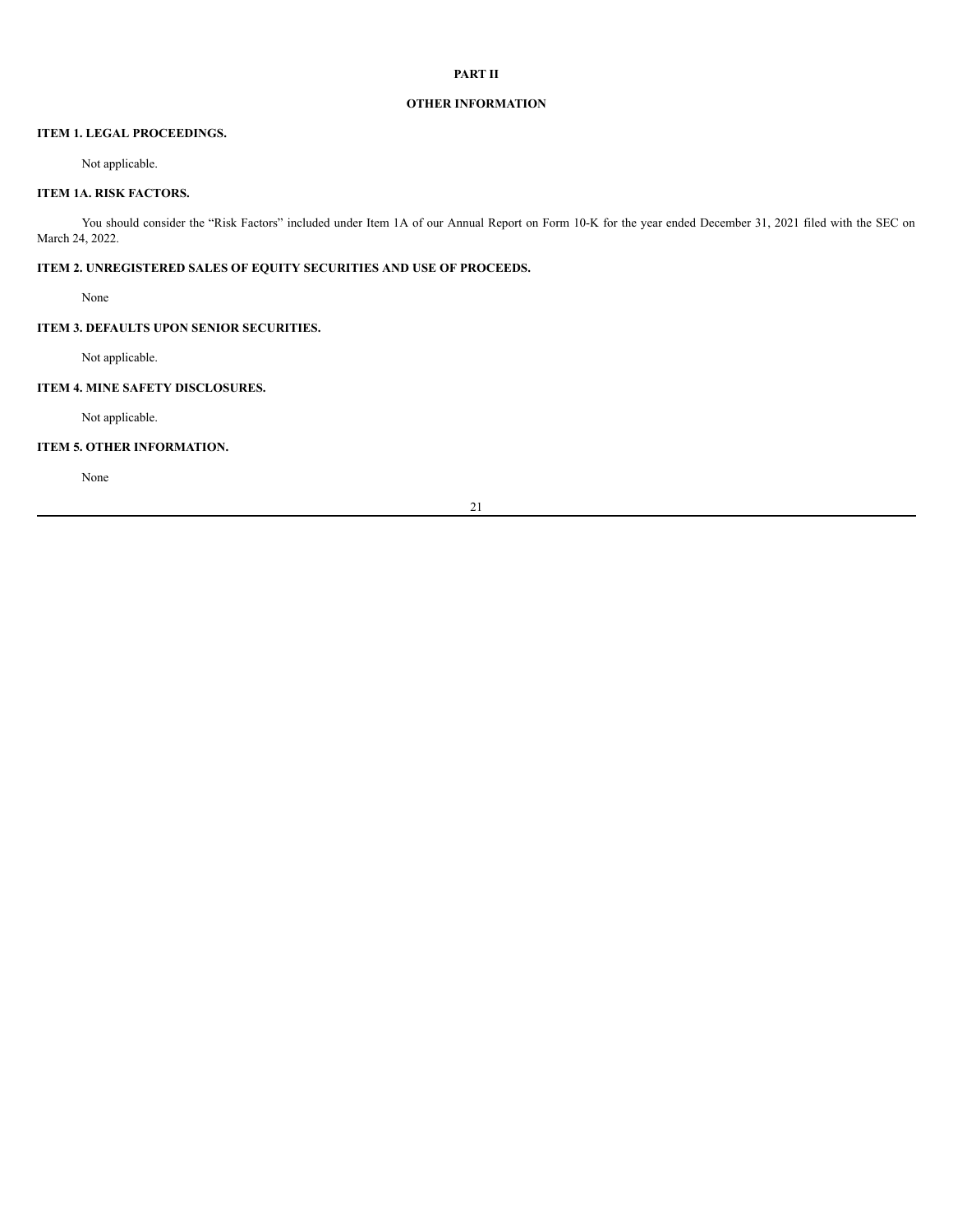# PART II

# OTHER INFORMATION

## ITEM 1. LEGAL PROCEEDINGS.

Not applicable.

## ITEM 1A. RISK FACTORS.

You should consider the "Risk Factors" included under Item 1A of our Annual Report on Form 10-K for the year ended December 31, 2021 filed with the SEC on March 24, 2022.

## ITEM 2. UNREGISTERED SALES OF EQUITY SECURITIES AND USE OF PROCEEDS.

None

## ITEM 3. DEFAULTS UPON SENIOR SECURITIES.

Not applicable.

## ITEM 4. MINE SAFETY DISCLOSURES.

Not applicable.

## ITEM 5. OTHER INFORMATION.

None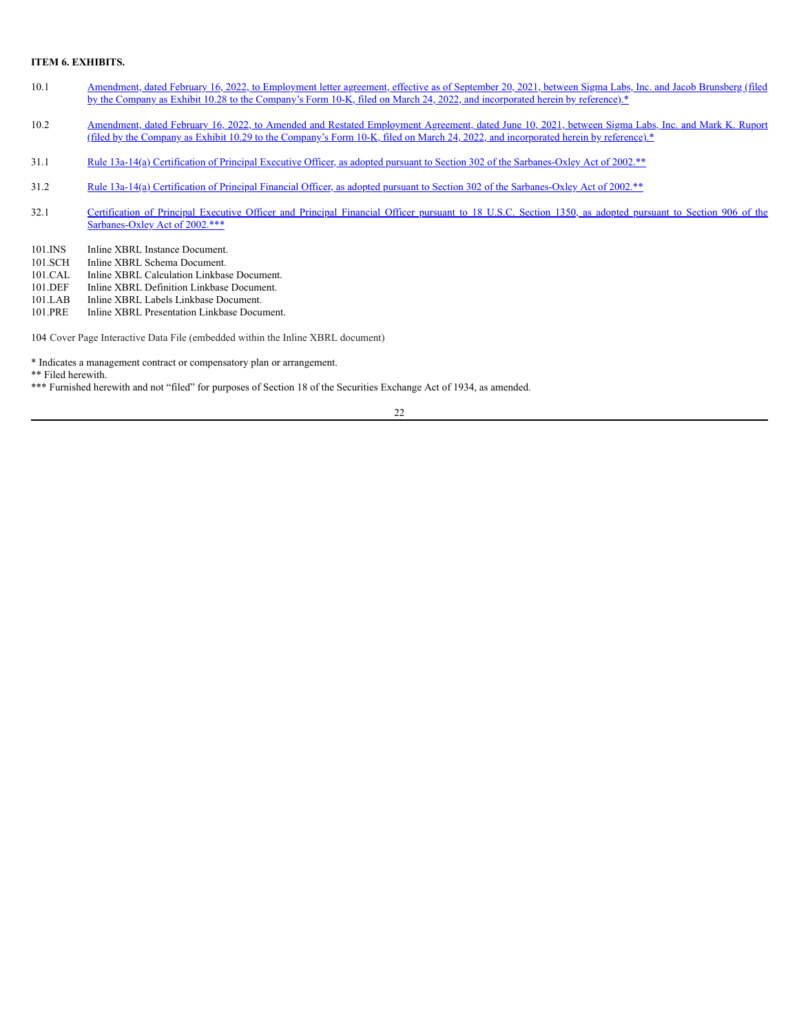**ITEM 6. EXHIBITS.**

| | |
|---|---|
| 10.1 | Amendment, dated February 16, 2022, to Employment letter agreement, effective as of September 20, 2021, between Sigma Labs, Inc. and Jacob Brunsberg (filed by the Company as Exhibit 10.28 to the Company's Form 10-K, filed on March 24, 2022, and incorporated herein by reference).* |
| 10.2 | Amendment, dated February 16, 2022, to Amended and Restated Employment Agreement, dated June 10, 2021, between Sigma Labs, Inc. and Mark K. Ruport (filed by the Company as Exhibit 10.29 to the Company's Form 10-K, filed on March 24, 2022, and incorporated herein by reference).* |
| 31.1 | Rule 13a-14(a) Certification of Principal Executive Officer, as adopted pursuant to Section 302 of the Sarbanes-Oxley Act of 2002.** |
| 31.2 | Rule 13a-14(a) Certification of Principal Financial Officer, as adopted pursuant to Section 302 of the Sarbanes-Oxley Act of 2002.** |
| 32.1 | Certification of Principal Executive Officer and Principal Financial Officer pursuant to 18 U.S.C. Section 1350, as adopted pursuant to Section 906 of the Sarbanes-Oxley Act of 2002.*** |
| 101.INS | Inline XBRL Instance Document. |
| 101.SCH | Inline XBRL Schema Document. |
| 101.CAL | Inline XBRL Calculation Linkbase Document. |
| 101.DEF | Inline XBRL Definition Linkbase Document. |
| 101.LAB | Inline XBRL Labels Linkbase Document. |
| 101.PRE | Inline XBRL Presentation Linkbase Document. |

104 Cover Page Interactive Data File (embedded within the Inline XBRL document)

\* Indicates a management contract or compensatory plan or arrangement.

** Filed herewith.

*** Furnished herewith and not "filed" for purposes of Section 18 of the Securities Exchange Act of 1934, as amended.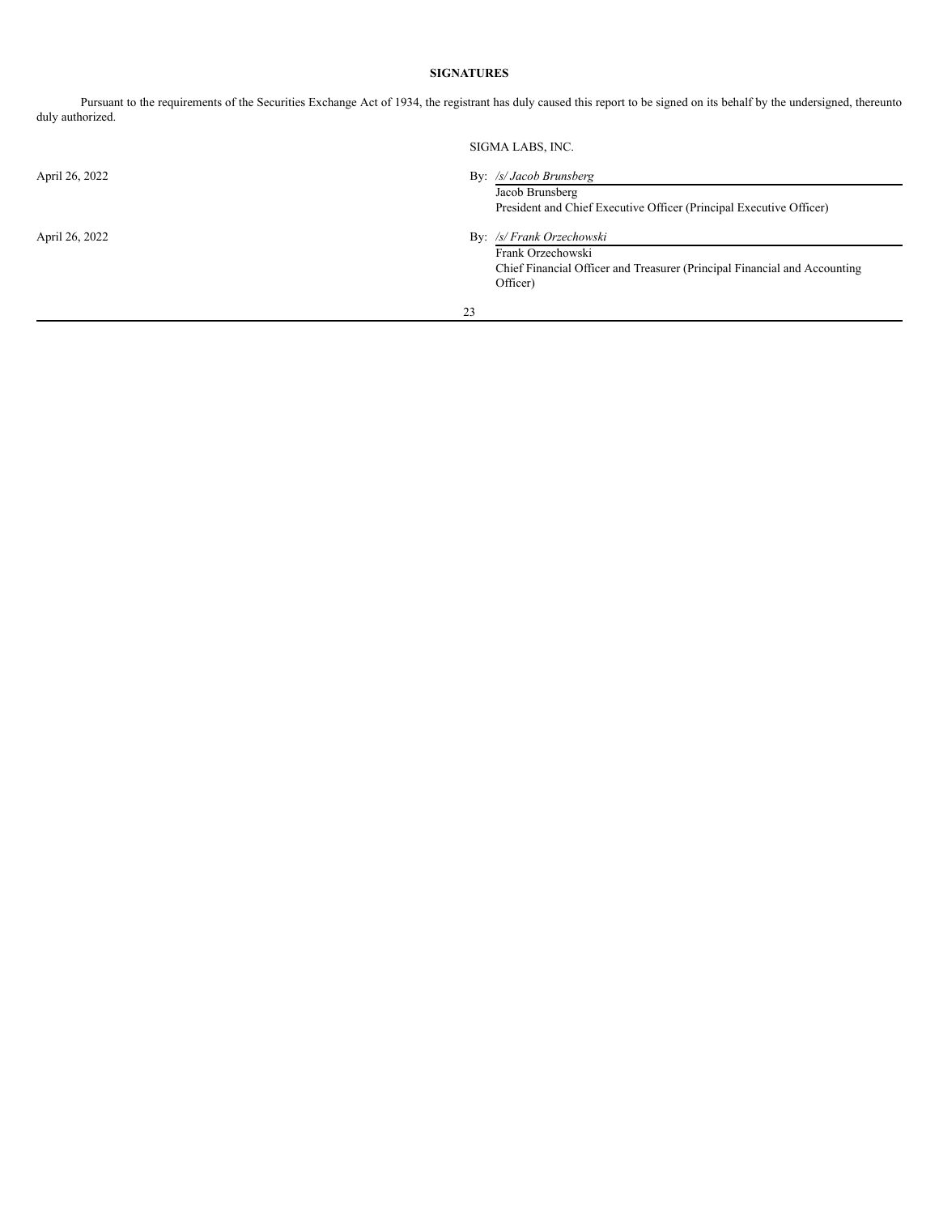**SIGNATURES**

Pursuant to the requirements of the Securities Exchange Act of 1934, the registrant has duly caused this report to be signed on its behalf by the undersigned, thereunto duly authorized.

SIGMA LABS, INC.

| | |
|---|---|
| April 26, 2022 | By: */s/ Jacob Brunsberg* |
| | Jacob Brunsberg |
| | President and Chief Executive Officer (Principal Executive Officer) |
| April 26, 2022 | By: */s/ Frank Orzechowski* |
| | Frank Orzechowski |
| | Chief Financial Officer and Treasurer (Principal Financial and Accounting Officer) |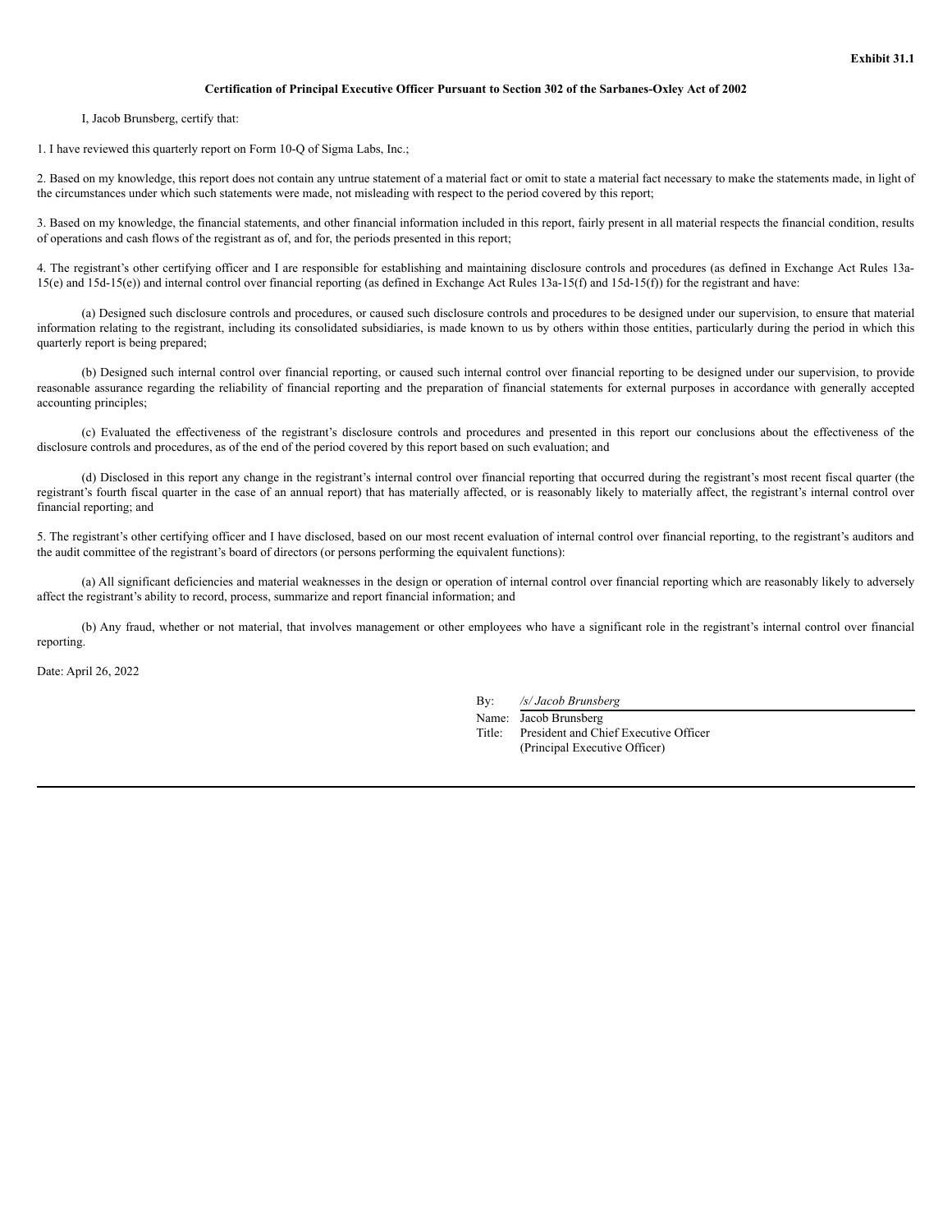**Exhibit 31.1**

**Certification of Principal Executive Officer Pursuant to Section 302 of the Sarbanes-Oxley Act of 2002**

I, Jacob Brunsberg, certify that:

1. I have reviewed this quarterly report on Form 10-Q of Sigma Labs, Inc.;

2. Based on my knowledge, this report does not contain any untrue statement of a material fact or omit to state a material fact necessary to make the statements made, in light of the circumstances under which such statements were made, not misleading with respect to the period covered by this report;

3. Based on my knowledge, the financial statements, and other financial information included in this report, fairly present in all material respects the financial condition, results of operations and cash flows of the registrant as of, and for, the periods presented in this report;

4. The registrant's other certifying officer and I are responsible for establishing and maintaining disclosure controls and procedures (as defined in Exchange Act Rules 13a-15(e) and 15d-15(e)) and internal control over financial reporting (as defined in Exchange Act Rules 13a-15(f) and 15d-15(f)) for the registrant and have:

(a) Designed such disclosure controls and procedures, or caused such disclosure controls and procedures to be designed under our supervision, to ensure that material information relating to the registrant, including its consolidated subsidiaries, is made known to us by others within those entities, particularly during the period in which this quarterly report is being prepared;

(b) Designed such internal control over financial reporting, or caused such internal control over financial reporting to be designed under our supervision, to provide reasonable assurance regarding the reliability of financial reporting and the preparation of financial statements for external purposes in accordance with generally accepted accounting principles;

(c) Evaluated the effectiveness of the registrant's disclosure controls and procedures and presented in this report our conclusions about the effectiveness of the disclosure controls and procedures, as of the end of the period covered by this report based on such evaluation; and

(d) Disclosed in this report any change in the registrant's internal control over financial reporting that occurred during the registrant's most recent fiscal quarter (the registrant's fourth fiscal quarter in the case of an annual report) that has materially affected, or is reasonably likely to materially affect, the registrant's internal control over financial reporting; and

5. The registrant's other certifying officer and I have disclosed, based on our most recent evaluation of internal control over financial reporting, to the registrant's auditors and the audit committee of the registrant's board of directors (or persons performing the equivalent functions):

(a) All significant deficiencies and material weaknesses in the design or operation of internal control over financial reporting which are reasonably likely to adversely affect the registrant's ability to record, process, summarize and report financial information; and

(b) Any fraud, whether or not material, that involves management or other employees who have a significant role in the registrant's internal control over financial reporting.

Date: April 26, 2022

By: */s/ Jacob Brunsberg*
Name: Jacob Brunsberg
Title: President and Chief Executive Officer
(Principal Executive Officer)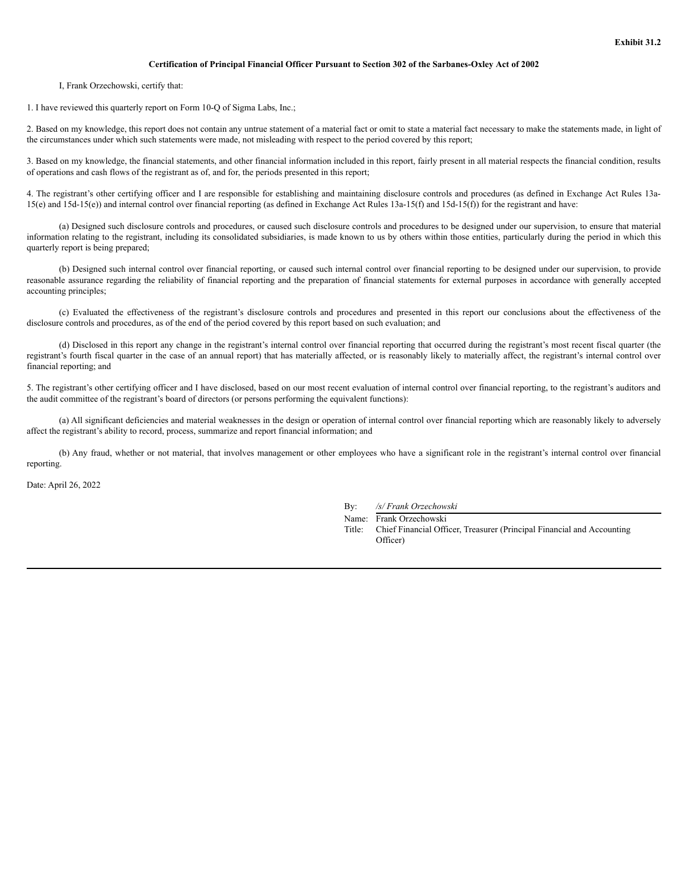**Exhibit 31.2**

**Certification of Principal Financial Officer Pursuant to Section 302 of the Sarbanes-Oxley Act of 2002**

I, Frank Orzechowski, certify that:

1. I have reviewed this quarterly report on Form 10-Q of Sigma Labs, Inc.;

2. Based on my knowledge, this report does not contain any untrue statement of a material fact or omit to state a material fact necessary to make the statements made, in light of the circumstances under which such statements were made, not misleading with respect to the period covered by this report;

3. Based on my knowledge, the financial statements, and other financial information included in this report, fairly present in all material respects the financial condition, results of operations and cash flows of the registrant as of, and for, the periods presented in this report;

4. The registrant's other certifying officer and I are responsible for establishing and maintaining disclosure controls and procedures (as defined in Exchange Act Rules 13a-15(e) and 15d-15(e)) and internal control over financial reporting (as defined in Exchange Act Rules 13a-15(f) and 15d-15(f)) for the registrant and have:

(a) Designed such disclosure controls and procedures, or caused such disclosure controls and procedures to be designed under our supervision, to ensure that material information relating to the registrant, including its consolidated subsidiaries, is made known to us by others within those entities, particularly during the period in which this quarterly report is being prepared;

(b) Designed such internal control over financial reporting, or caused such internal control over financial reporting to be designed under our supervision, to provide reasonable assurance regarding the reliability of financial reporting and the preparation of financial statements for external purposes in accordance with generally accepted accounting principles;

(c) Evaluated the effectiveness of the registrant's disclosure controls and procedures and presented in this report our conclusions about the effectiveness of the disclosure controls and procedures, as of the end of the period covered by this report based on such evaluation; and

(d) Disclosed in this report any change in the registrant's internal control over financial reporting that occurred during the registrant's most recent fiscal quarter (the registrant's fourth fiscal quarter in the case of an annual report) that has materially affected, or is reasonably likely to materially affect, the registrant's internal control over financial reporting; and

5. The registrant's other certifying officer and I have disclosed, based on our most recent evaluation of internal control over financial reporting, to the registrant's auditors and the audit committee of the registrant's board of directors (or persons performing the equivalent functions):

(a) All significant deficiencies and material weaknesses in the design or operation of internal control over financial reporting which are reasonably likely to adversely affect the registrant's ability to record, process, summarize and report financial information; and

(b) Any fraud, whether or not material, that involves management or other employees who have a significant role in the registrant's internal control over financial reporting.

Date: April 26, 2022

By: */s/ Frank Orzechowski*

Name: Frank Orzechowski

Title: Chief Financial Officer, Treasurer (Principal Financial and Accounting Officer)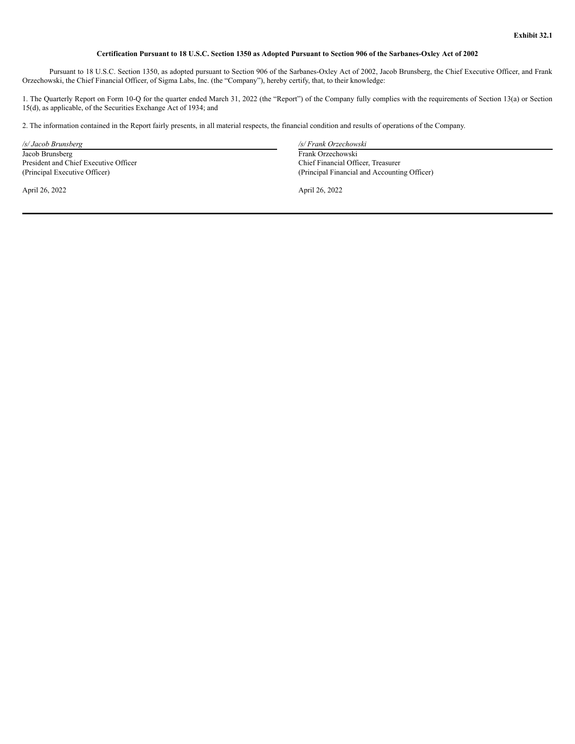**Exhibit 32.1**

**Certification Pursuant to 18 U.S.C. Section 1350 as Adopted Pursuant to Section 906 of the Sarbanes-Oxley Act of 2002**

Pursuant to 18 U.S.C. Section 1350, as adopted pursuant to Section 906 of the Sarbanes-Oxley Act of 2002, Jacob Brunsberg, the Chief Executive Officer, and Frank Orzechowski, the Chief Financial Officer, of Sigma Labs, Inc. (the "Company"), hereby certify, that, to their knowledge:

1. The Quarterly Report on Form 10-Q for the quarter ended March 31, 2022 (the "Report") of the Company fully complies with the requirements of Section 13(a) or Section 15(d), as applicable, of the Securities Exchange Act of 1934; and

2. The information contained in the Report fairly presents, in all material respects, the financial condition and results of operations of the Company.

| | |
|---|---|
| */s/ Jacob Brunsberg* | */s/ Frank Orzechowski* |
| Jacob Brunsberg | Frank Orzechowski |
| President and Chief Executive Officer | Chief Financial Officer, Treasurer |
| (Principal Executive Officer) | (Principal Financial and Accounting Officer) |
| April 26, 2022 | April 26, 2022 |